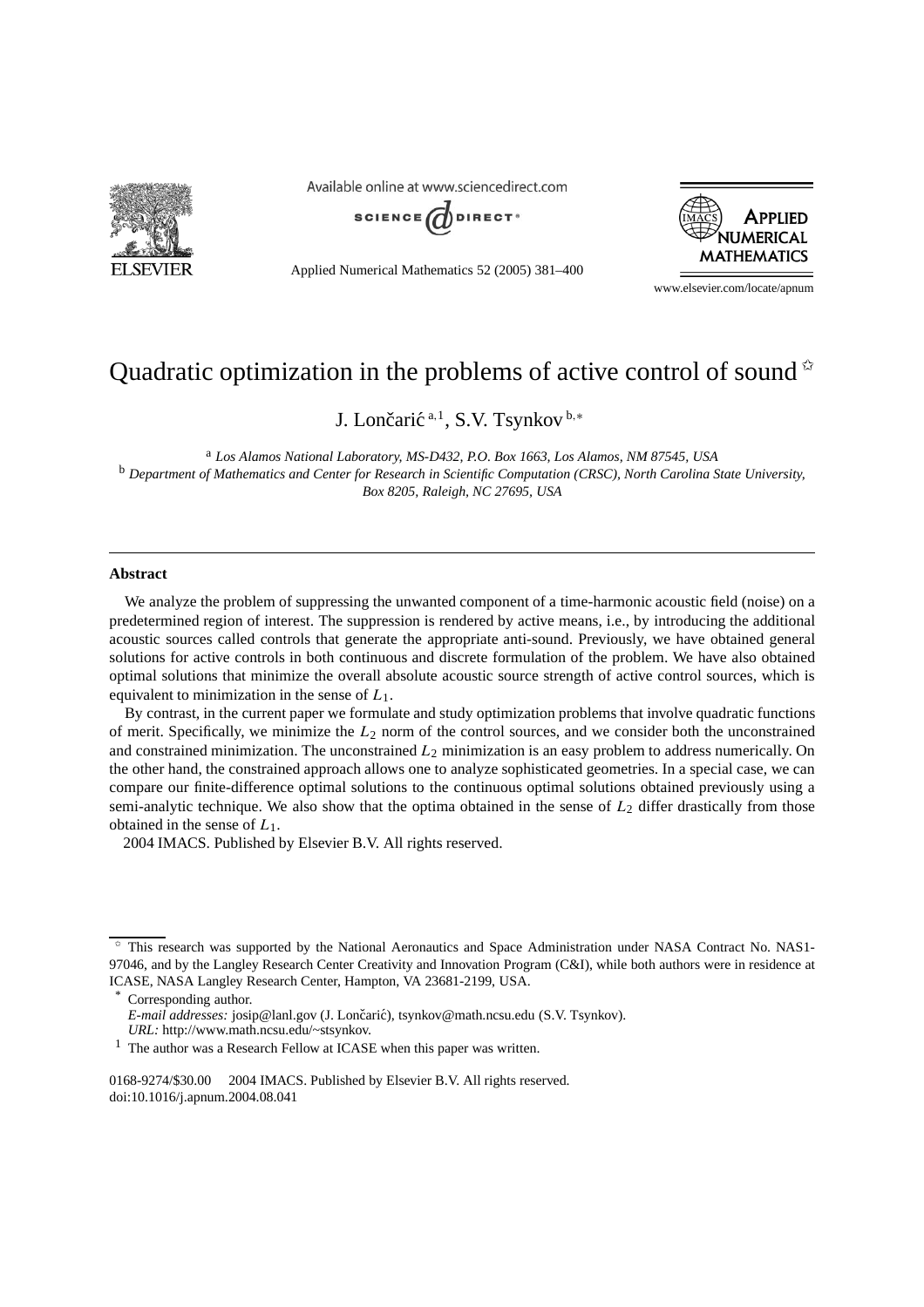# Quadratic optimization in the problems of active control of sound ☆

J. Lončarić [a,1], S.V. Tsynkov [b,*]

[a] *Los Alamos National Laboratory, MS-D432, P.O. Box 1663, Los Alamos, NM 87545, USA*
[b] *Department of Mathematics and Center for Research in Scientific Computation (CRSC), North Carolina State University, Box 8205, Raleigh, NC 27695, USA*

---

## Abstract

We analyze the problem of suppressing the unwanted component of a time-harmonic acoustic field (noise) on a predetermined region of interest. The suppression is rendered by active means, i.e., by introducing the additional acoustic sources called controls that generate the appropriate anti-sound. Previously, we have obtained general solutions for active controls in both continuous and discrete formulation of the problem. We have also obtained optimal solutions that minimize the overall absolute acoustic source strength of active control sources, which is equivalent to minimization in the sense of $L_1$.

By contrast, in the current paper we formulate and study optimization problems that involve quadratic functions of merit. Specifically, we minimize the $L_2$ norm of the control sources, and we consider both the unconstrained and constrained minimization. The unconstrained $L_2$ minimization is an easy problem to address numerically. On the other hand, the constrained approach allows one to analyze sophisticated geometries. In a special case, we can compare our finite-difference optimal solutions to the continuous optimal solutions obtained previously using a semi-analytic technique. We also show that the optima obtained in the sense of $L_2$ differ drastically from those obtained in the sense of $L_1$.

2004 IMACS. Published by Elsevier B.V. All rights reserved.

---

☆ This research was supported by the National Aeronautics and Space Administration under NASA Contract No. NAS1-97046, and by the Langley Research Center Creativity and Innovation Program (C&I), while both authors were in residence at ICASE, NASA Langley Research Center, Hampton, VA 23681-2199, USA.

\* Corresponding author.
*E-mail addresses:* josip@lanl.gov (J. Lončarić), tsynkov@math.ncsu.edu (S.V. Tsynkov).
*URL:* http://www.math.ncsu.edu/~stsynkov.

[1] The author was a Research Fellow at ICASE when this paper was written.

0168-9274/$30.00 2004 IMACS. Published by Elsevier B.V. All rights reserved.
doi:10.1016/j.apnum.2004.08.041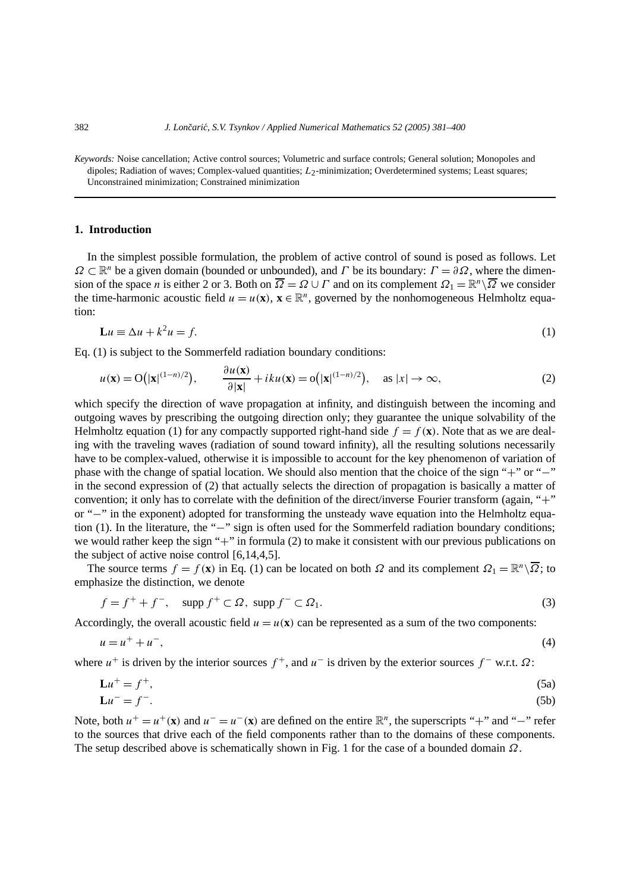*Keywords:* Noise cancellation; Active control sources; Volumetric and surface controls; General solution; Monopoles and dipoles; Radiation of waves; Complex-valued quantities; $L_2$-minimization; Overdetermined systems; Least squares; Unconstrained minimization; Constrained minimization

## 1. Introduction

In the simplest possible formulation, the problem of active control of sound is posed as follows. Let $\Omega \subset \mathbb{R}^n$ be a given domain (bounded or unbounded), and $\Gamma$ be its boundary: $\Gamma = \partial\Omega$, where the dimension of the space $n$ is either 2 or 3. Both on $\overline{\Omega} = \Omega \cup \Gamma$ and on its complement $\Omega_1 = \mathbb{R}^n \backslash \overline{\Omega}$ we consider the time-harmonic acoustic field $u = u(\mathbf{x})$, $\mathbf{x} \in \mathbb{R}^n$, governed by the nonhomogeneous Helmholtz equation:

$$\mathbf{L}u \equiv \Delta u + k^2 u = f. \tag{1}$$

Eq. (1) is subject to the Sommerfeld radiation boundary conditions:

$$u(\mathbf{x}) = \mathrm{O}\big(|\mathbf{x}|^{(1-n)/2}\big), \qquad \frac{\partial u(\mathbf{x})}{\partial |\mathbf{x}|} + iku(\mathbf{x}) = \mathrm{o}\big(|\mathbf{x}|^{(1-n)/2}\big), \quad \text{as } |x| \to \infty, \tag{2}$$

which specify the direction of wave propagation at infinity, and distinguish between the incoming and outgoing waves by prescribing the outgoing direction only; they guarantee the unique solvability of the Helmholtz equation (1) for any compactly supported right-hand side $f = f(\mathbf{x})$. Note that as we are dealing with the traveling waves (radiation of sound toward infinity), all the resulting solutions necessarily have to be complex-valued, otherwise it is impossible to account for the key phenomenon of variation of phase with the change of spatial location. We should also mention that the choice of the sign "+" or "−" in the second expression of (2) that actually selects the direction of propagation is basically a matter of convention; it only has to correlate with the definition of the direct/inverse Fourier transform (again, "+" or "−" in the exponent) adopted for transforming the unsteady wave equation into the Helmholtz equation (1). In the literature, the "−" sign is often used for the Sommerfeld radiation boundary conditions; we would rather keep the sign "+" in formula (2) to make it consistent with our previous publications on the subject of active noise control [6,14,4,5].

The source terms $f = f(\mathbf{x})$ in Eq. (1) can be located on both $\Omega$ and its complement $\Omega_1 = \mathbb{R}^n \backslash \overline{\Omega}$; to emphasize the distinction, we denote

$$f = f^+ + f^-, \quad \operatorname{supp} f^+ \subset \Omega, \ \operatorname{supp} f^- \subset \Omega_1. \tag{3}$$

Accordingly, the overall acoustic field $u = u(\mathbf{x})$ can be represented as a sum of the two components:

$$u = u^+ + u^-, \tag{4}$$

where $u^+$ is driven by the interior sources $f^+$, and $u^-$ is driven by the exterior sources $f^-$ w.r.t. $\Omega$:

$$\mathbf{L}u^+ = f^+, \tag{5a}$$

$$\mathbf{L}u^- = f^-. \tag{5b}$$

Note, both $u^+ = u^+(\mathbf{x})$ and $u^- = u^-(\mathbf{x})$ are defined on the entire $\mathbb{R}^n$, the superscripts "+" and "−" refer to the sources that drive each of the field components rather than to the domains of these components. The setup described above is schematically shown in Fig. 1 for the case of a bounded domain $\Omega$.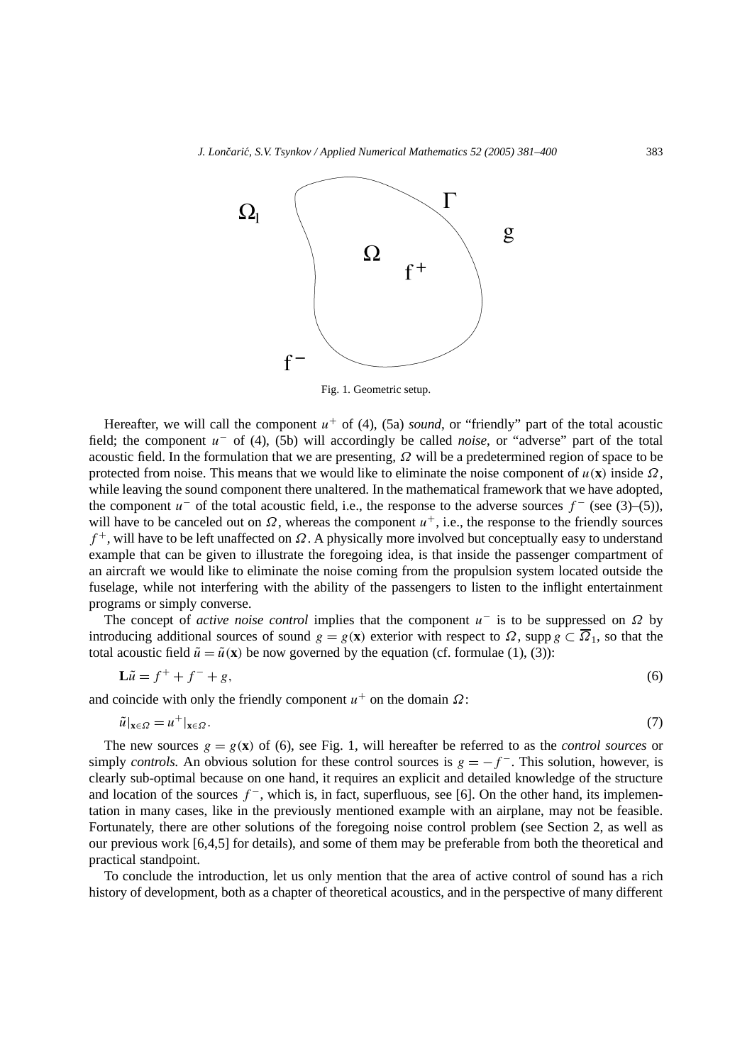Fig. 1. Geometric setup.

Hereafter, we will call the component $u^+$ of (4), (5a) *sound*, or "friendly" part of the total acoustic field; the component $u^-$ of (4), (5b) will accordingly be called *noise*, or "adverse" part of the total acoustic field. In the formulation that we are presenting, $\Omega$ will be a predetermined region of space to be protected from noise. This means that we would like to eliminate the noise component of $u(\mathbf{x})$ inside $\Omega$, while leaving the sound component there unaltered. In the mathematical framework that we have adopted, the component $u^-$ of the total acoustic field, i.e., the response to the adverse sources $f^-$ (see (3)–(5)), will have to be canceled out on $\Omega$, whereas the component $u^+$, i.e., the response to the friendly sources $f^+$, will have to be left unaffected on $\Omega$. A physically more involved but conceptually easy to understand example that can be given to illustrate the foregoing idea, is that inside the passenger compartment of an aircraft we would like to eliminate the noise coming from the propulsion system located outside the fuselage, while not interfering with the ability of the passengers to listen to the inflight entertainment programs or simply converse.

The concept of *active noise control* implies that the component $u^-$ is to be suppressed on $\Omega$ by introducing additional sources of sound $g = g(\mathbf{x})$ exterior with respect to $\Omega$, $\operatorname{supp} g \subset \overline{\Omega}_1$, so that the total acoustic field $\tilde{u} = \tilde{u}(\mathbf{x})$ be now governed by the equation (cf. formulae (1), (3)):

$$\mathbf{L}\tilde{u} = f^+ + f^- + g, \tag{6}$$

and coincide with only the friendly component $u^+$ on the domain $\Omega$:

$$\tilde{u}|_{\mathbf{x}\in\Omega} = u^+|_{\mathbf{x}\in\Omega}. \tag{7}$$

The new sources $g = g(\mathbf{x})$ of (6), see Fig. 1, will hereafter be referred to as the *control sources* or simply *controls*. An obvious solution for these control sources is $g = -f^-$. This solution, however, is clearly sub-optimal because on one hand, it requires an explicit and detailed knowledge of the structure and location of the sources $f^-$, which is, in fact, superfluous, see [6]. On the other hand, its implementation in many cases, like in the previously mentioned example with an airplane, may not be feasible. Fortunately, there are other solutions of the foregoing noise control problem (see Section 2, as well as our previous work [6,4,5] for details), and some of them may be preferable from both the theoretical and practical standpoint.

To conclude the introduction, let us only mention that the area of active control of sound has a rich history of development, both as a chapter of theoretical acoustics, and in the perspective of many different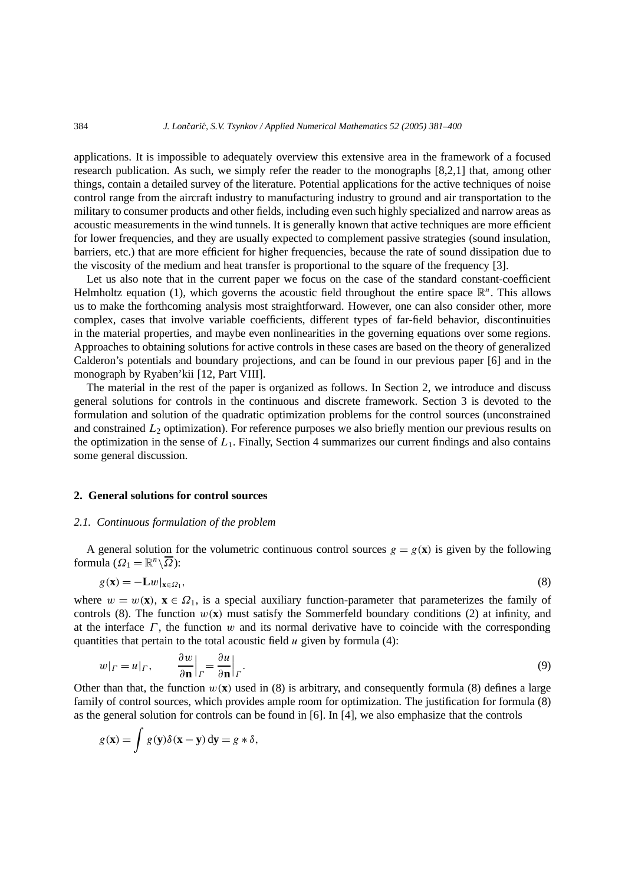applications. It is impossible to adequately overview this extensive area in the framework of a focused research publication. As such, we simply refer the reader to the monographs [8,2,1] that, among other things, contain a detailed survey of the literature. Potential applications for the active techniques of noise control range from the aircraft industry to manufacturing industry to ground and air transportation to the military to consumer products and other fields, including even such highly specialized and narrow areas as acoustic measurements in the wind tunnels. It is generally known that active techniques are more efficient for lower frequencies, and they are usually expected to complement passive strategies (sound insulation, barriers, etc.) that are more efficient for higher frequencies, because the rate of sound dissipation due to the viscosity of the medium and heat transfer is proportional to the square of the frequency [3].

Let us also note that in the current paper we focus on the case of the standard constant-coefficient Helmholtz equation (1), which governs the acoustic field throughout the entire space $\mathbb{R}^n$. This allows us to make the forthcoming analysis most straightforward. However, one can also consider other, more complex, cases that involve variable coefficients, different types of far-field behavior, discontinuities in the material properties, and maybe even nonlinearities in the governing equations over some regions. Approaches to obtaining solutions for active controls in these cases are based on the theory of generalized Calderon's potentials and boundary projections, and can be found in our previous paper [6] and in the monograph by Ryaben'kii [12, Part VIII].

The material in the rest of the paper is organized as follows. In Section 2, we introduce and discuss general solutions for controls in the continuous and discrete framework. Section 3 is devoted to the formulation and solution of the quadratic optimization problems for the control sources (unconstrained and constrained $L_2$ optimization). For reference purposes we also briefly mention our previous results on the optimization in the sense of $L_1$. Finally, Section 4 summarizes our current findings and also contains some general discussion.

## 2. General solutions for control sources

### 2.1. Continuous formulation of the problem

A general solution for the volumetric continuous control sources $g = g(\mathbf{x})$ is given by the following formula ($\Omega_1 = \mathbb{R}^n \setminus \overline{\Omega}$):

$$g(\mathbf{x}) = -\mathbf{L}w|_{\mathbf{x}\in\Omega_1}, \tag{8}$$

where $w = w(\mathbf{x})$, $\mathbf{x} \in \Omega_1$, is a special auxiliary function-parameter that parameterizes the family of controls (8). The function $w(\mathbf{x})$ must satisfy the Sommerfeld boundary conditions (2) at infinity, and at the interface $\Gamma$, the function $w$ and its normal derivative have to coincide with the corresponding quantities that pertain to the total acoustic field $u$ given by formula (4):

$$w|_\Gamma = u|_\Gamma, \qquad \frac{\partial w}{\partial \mathbf{n}}\Big|_\Gamma = \frac{\partial u}{\partial \mathbf{n}}\Big|_\Gamma. \tag{9}$$

Other than that, the function $w(\mathbf{x})$ used in (8) is arbitrary, and consequently formula (8) defines a large family of control sources, which provides ample room for optimization. The justification for formula (8) as the general solution for controls can be found in [6]. In [4], we also emphasize that the controls

$$g(\mathbf{x}) = \int g(\mathbf{y})\delta(\mathbf{x} - \mathbf{y})\,\mathrm{d}\mathbf{y} = g * \delta,$$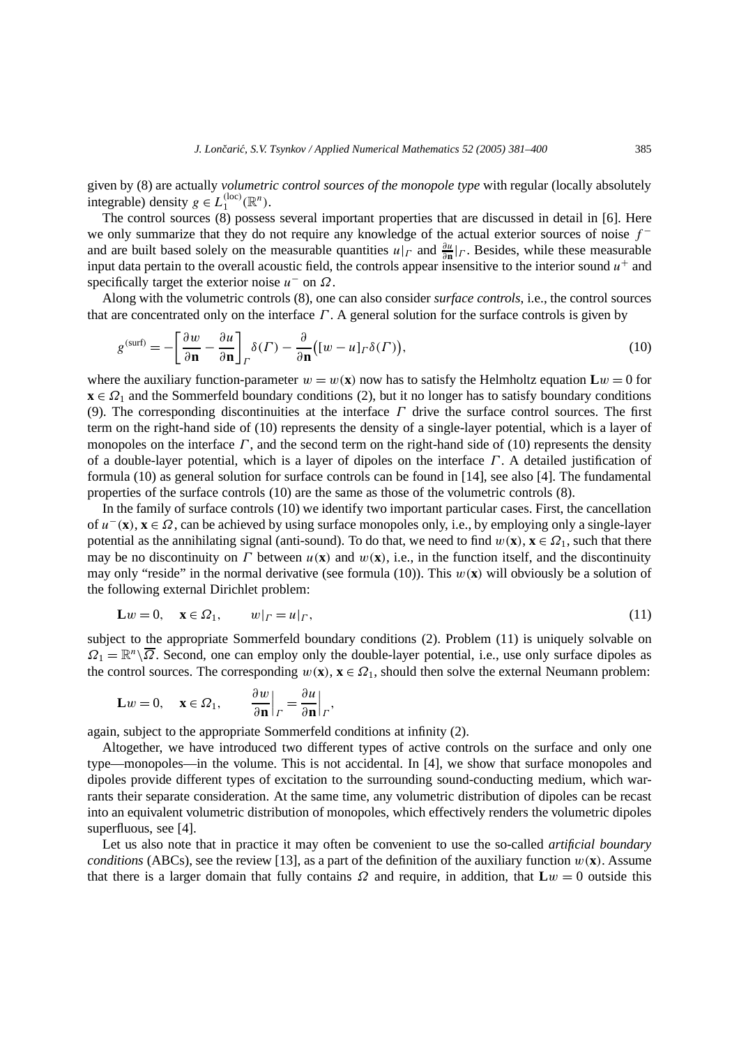given by (8) are actually *volumetric control sources of the monopole type* with regular (locally absolutely integrable) density $g \in L_1^{(\mathrm{loc})}(\mathbb{R}^n)$.

The control sources (8) possess several important properties that are discussed in detail in [6]. Here we only summarize that they do not require any knowledge of the actual exterior sources of noise $f^-$ and are built based solely on the measurable quantities $u|_\Gamma$ and $\frac{\partial u}{\partial \mathbf{n}}|_\Gamma$. Besides, while these measurable input data pertain to the overall acoustic field, the controls appear insensitive to the interior sound $u^+$ and specifically target the exterior noise $u^-$ on $\Omega$.

Along with the volumetric controls (8), one can also consider *surface controls*, i.e., the control sources that are concentrated only on the interface $\Gamma$. A general solution for the surface controls is given by

$$g^{(\mathrm{surf})} = -\left[\frac{\partial w}{\partial \mathbf{n}} - \frac{\partial u}{\partial \mathbf{n}}\right]_\Gamma \delta(\Gamma) - \frac{\partial}{\partial \mathbf{n}}\big([w - u]_\Gamma \delta(\Gamma)\big), \tag{10}$$

where the auxiliary function-parameter $w = w(\mathbf{x})$ now has to satisfy the Helmholtz equation $\mathbf{L}w = 0$ for $\mathbf{x} \in \Omega_1$ and the Sommerfeld boundary conditions (2), but it no longer has to satisfy boundary conditions (9). The corresponding discontinuities at the interface $\Gamma$ drive the surface control sources. The first term on the right-hand side of (10) represents the density of a single-layer potential, which is a layer of monopoles on the interface $\Gamma$, and the second term on the right-hand side of (10) represents the density of a double-layer potential, which is a layer of dipoles on the interface $\Gamma$. A detailed justification of formula (10) as general solution for surface controls can be found in [14], see also [4]. The fundamental properties of the surface controls (10) are the same as those of the volumetric controls (8).

In the family of surface controls (10) we identify two important particular cases. First, the cancellation of $u^-(\mathbf{x})$, $\mathbf{x} \in \Omega$, can be achieved by using surface monopoles only, i.e., by employing only a single-layer potential as the annihilating signal (anti-sound). To do that, we need to find $w(\mathbf{x})$, $\mathbf{x} \in \Omega_1$, such that there may be no discontinuity on $\Gamma$ between $u(\mathbf{x})$ and $w(\mathbf{x})$, i.e., in the function itself, and the discontinuity may only "reside" in the normal derivative (see formula (10)). This $w(\mathbf{x})$ will obviously be a solution of the following external Dirichlet problem:

$$\mathbf{L}w = 0, \quad \mathbf{x} \in \Omega_1, \qquad w|_\Gamma = u|_\Gamma, \tag{11}$$

subject to the appropriate Sommerfeld boundary conditions (2). Problem (11) is uniquely solvable on $\Omega_1 = \mathbb{R}^n \backslash \overline{\Omega}$. Second, one can employ only the double-layer potential, i.e., use only surface dipoles as the control sources. The corresponding $w(\mathbf{x})$, $\mathbf{x} \in \Omega_1$, should then solve the external Neumann problem:

$$\mathbf{L}w = 0, \quad \mathbf{x} \in \Omega_1, \qquad \frac{\partial w}{\partial \mathbf{n}}\Big|_\Gamma = \frac{\partial u}{\partial \mathbf{n}}\Big|_\Gamma,$$

again, subject to the appropriate Sommerfeld conditions at infinity (2).

Altogether, we have introduced two different types of active controls on the surface and only one type—monopoles—in the volume. This is not accidental. In [4], we show that surface monopoles and dipoles provide different types of excitation to the surrounding sound-conducting medium, which warrants their separate consideration. At the same time, any volumetric distribution of dipoles can be recast into an equivalent volumetric distribution of monopoles, which effectively renders the volumetric dipoles superfluous, see [4].

Let us also note that in practice it may often be convenient to use the so-called *artificial boundary conditions* (ABCs), see the review [13], as a part of the definition of the auxiliary function $w(\mathbf{x})$. Assume that there is a larger domain that fully contains $\Omega$ and require, in addition, that $\mathbf{L}w = 0$ outside this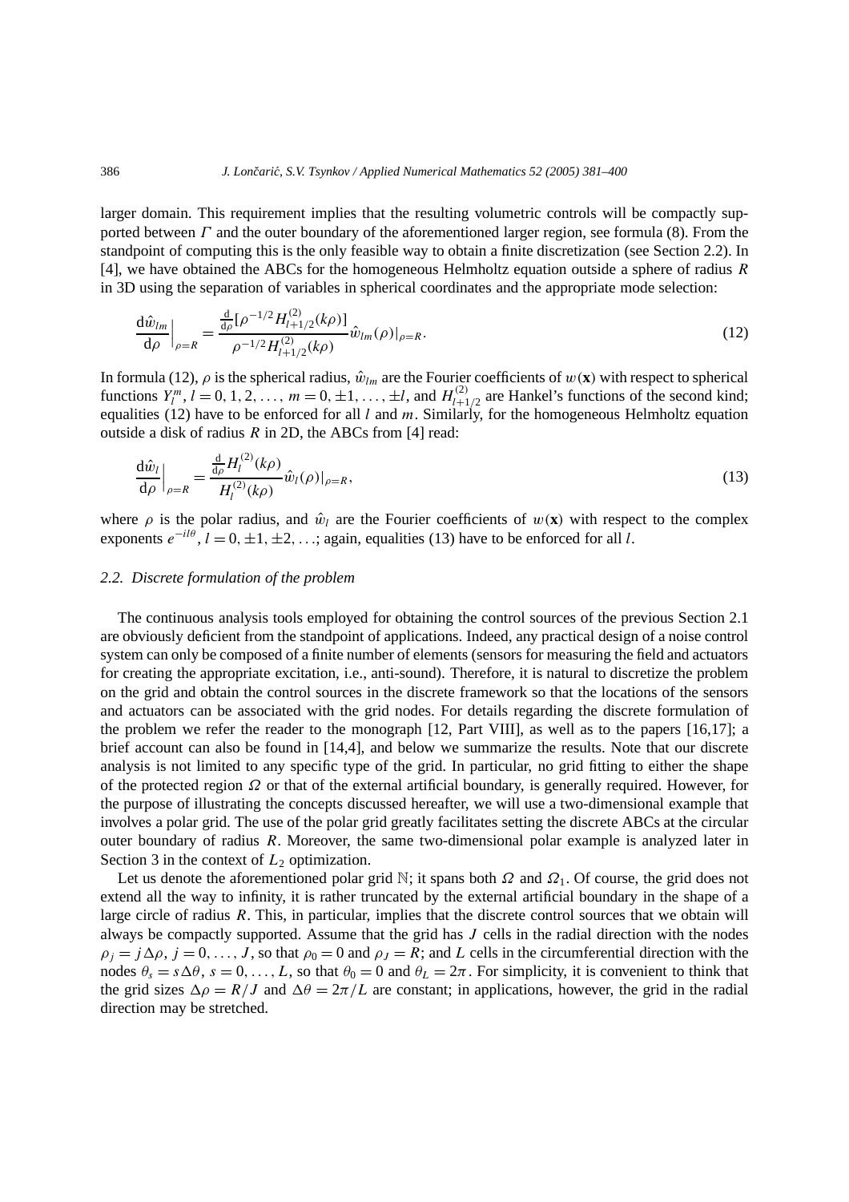larger domain. This requirement implies that the resulting volumetric controls will be compactly supported between $\Gamma$ and the outer boundary of the aforementioned larger region, see formula (8). From the standpoint of computing this is the only feasible way to obtain a finite discretization (see Section 2.2). In [4], we have obtained the ABCs for the homogeneous Helmholtz equation outside a sphere of radius $R$ in 3D using the separation of variables in spherical coordinates and the appropriate mode selection:

$$\left.\frac{\mathrm{d}\hat{w}_{lm}}{\mathrm{d}\rho}\right|_{\rho=R} = \frac{\frac{\mathrm{d}}{\mathrm{d}\rho}[\rho^{-1/2}H^{(2)}_{l+1/2}(k\rho)]}{\rho^{-1/2}H^{(2)}_{l+1/2}(k\rho)}\hat{w}_{lm}(\rho)|_{\rho=R}. \tag{12}$$

In formula (12), $\rho$ is the spherical radius, $\hat{w}_{lm}$ are the Fourier coefficients of $w(\mathbf{x})$ with respect to spherical functions $Y_l^m$, $l = 0, 1, 2, \ldots$, $m = 0, \pm 1, \ldots, \pm l$, and $H^{(2)}_{l+1/2}$ are Hankel's functions of the second kind; equalities (12) have to be enforced for all $l$ and $m$. Similarly, for the homogeneous Helmholtz equation outside a disk of radius $R$ in 2D, the ABCs from [4] read:

$$\left.\frac{\mathrm{d}\hat{w}_{l}}{\mathrm{d}\rho}\right|_{\rho=R} = \frac{\frac{\mathrm{d}}{\mathrm{d}\rho}H^{(2)}_{l}(k\rho)}{H^{(2)}_{l}(k\rho)}\hat{w}_{l}(\rho)|_{\rho=R}, \tag{13}$$

where $\rho$ is the polar radius, and $\hat{w}_l$ are the Fourier coefficients of $w(\mathbf{x})$ with respect to the complex exponents $e^{-il\theta}$, $l = 0, \pm 1, \pm 2, \ldots$; again, equalities (13) have to be enforced for all $l$.

### 2.2. Discrete formulation of the problem

The continuous analysis tools employed for obtaining the control sources of the previous Section 2.1 are obviously deficient from the standpoint of applications. Indeed, any practical design of a noise control system can only be composed of a finite number of elements (sensors for measuring the field and actuators for creating the appropriate excitation, i.e., anti-sound). Therefore, it is natural to discretize the problem on the grid and obtain the control sources in the discrete framework so that the locations of the sensors and actuators can be associated with the grid nodes. For details regarding the discrete formulation of the problem we refer the reader to the monograph [12, Part VIII], as well as to the papers [16,17]; a brief account can also be found in [14,4], and below we summarize the results. Note that our discrete analysis is not limited to any specific type of the grid. In particular, no grid fitting to either the shape of the protected region $\Omega$ or that of the external artificial boundary, is generally required. However, for the purpose of illustrating the concepts discussed hereafter, we will use a two-dimensional example that involves a polar grid. The use of the polar grid greatly facilitates setting the discrete ABCs at the circular outer boundary of radius $R$. Moreover, the same two-dimensional polar example is analyzed later in Section 3 in the context of $L_2$ optimization.

Let us denote the aforementioned polar grid $\mathbb{N}$; it spans both $\Omega$ and $\Omega_1$. Of course, the grid does not extend all the way to infinity, it is rather truncated by the external artificial boundary in the shape of a large circle of radius $R$. This, in particular, implies that the discrete control sources that we obtain will always be compactly supported. Assume that the grid has $J$ cells in the radial direction with the nodes $\rho_j = j\Delta\rho$, $j = 0, \ldots, J$, so that $\rho_0 = 0$ and $\rho_J = R$; and $L$ cells in the circumferential direction with the nodes $\theta_s = s\Delta\theta$, $s = 0, \ldots, L$, so that $\theta_0 = 0$ and $\theta_L = 2\pi$. For simplicity, it is convenient to think that the grid sizes $\Delta\rho = R/J$ and $\Delta\theta = 2\pi/L$ are constant; in applications, however, the grid in the radial direction may be stretched.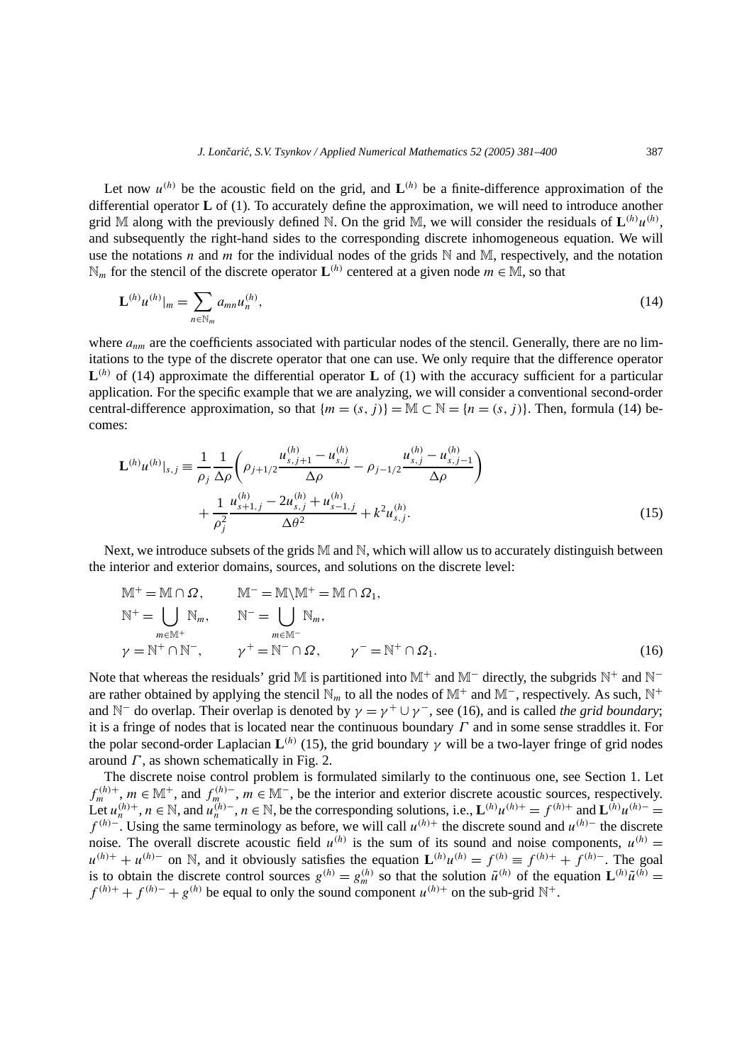Let now $u^{(h)}$ be the acoustic field on the grid, and $\mathbf{L}^{(h)}$ be a finite-difference approximation of the differential operator $\mathbf{L}$ of (1). To accurately define the approximation, we will need to introduce another grid $\mathbb{M}$ along with the previously defined $\mathbb{N}$. On the grid $\mathbb{M}$, we will consider the residuals of $\mathbf{L}^{(h)}u^{(h)}$, and subsequently the right-hand sides to the corresponding discrete inhomogeneous equation. We will use the notations $n$ and $m$ for the individual nodes of the grids $\mathbb{N}$ and $\mathbb{M}$, respectively, and the notation $\mathbb{N}_m$ for the stencil of the discrete operator $\mathbf{L}^{(h)}$ centered at a given node $m \in \mathbb{M}$, so that

$$\mathbf{L}^{(h)}u^{(h)}|_m = \sum_{n \in \mathbb{N}_m} a_{mn} u_n^{(h)}, \tag{14}$$

where $a_{nm}$ are the coefficients associated with particular nodes of the stencil. Generally, there are no limitations to the type of the discrete operator that one can use. We only require that the difference operator $\mathbf{L}^{(h)}$ of (14) approximate the differential operator $\mathbf{L}$ of (1) with the accuracy sufficient for a particular application. For the specific example that we are analyzing, we will consider a conventional second-order central-difference approximation, so that $\{m = (s, j)\} = \mathbb{M} \subset \mathbb{N} = \{n = (s, j)\}$. Then, formula (14) becomes:

$$\begin{aligned}
\mathbf{L}^{(h)}u^{(h)}|_{s,j} \equiv \frac{1}{\rho_j}\frac{1}{\Delta\rho}\left(\rho_{j+1/2}\frac{u_{s,j+1}^{(h)} - u_{s,j}^{(h)}}{\Delta\rho} - \rho_{j-1/2}\frac{u_{s,j}^{(h)} - u_{s,j-1}^{(h)}}{\Delta\rho}\right) \\
+ \frac{1}{\rho_j^2}\frac{u_{s+1,j}^{(h)} - 2u_{s,j}^{(h)} + u_{s-1,j}^{(h)}}{\Delta\theta^2} + k^2 u_{s,j}^{(h)}.
\end{aligned} \tag{15}$$

Next, we introduce subsets of the grids $\mathbb{M}$ and $\mathbb{N}$, which will allow us to accurately distinguish between the interior and exterior domains, sources, and solutions on the discrete level:

$$\begin{aligned}
&\mathbb{M}^+ = \mathbb{M} \cap \Omega, \qquad \mathbb{M}^- = \mathbb{M} \backslash \mathbb{M}^+ = \mathbb{M} \cap \Omega_1, \\
&\mathbb{N}^+ = \bigcup_{m \in \mathbb{M}^+} \mathbb{N}_m, \qquad \mathbb{N}^- = \bigcup_{m \in \mathbb{M}^-} \mathbb{N}_m, \\
&\gamma = \mathbb{N}^+ \cap \mathbb{N}^-, \qquad \gamma^+ = \mathbb{N}^- \cap \Omega, \qquad \gamma^- = \mathbb{N}^+ \cap \Omega_1.
\end{aligned} \tag{16}$$

Note that whereas the residuals' grid $\mathbb{M}$ is partitioned into $\mathbb{M}^+$ and $\mathbb{M}^-$ directly, the subgrids $\mathbb{N}^+$ and $\mathbb{N}^-$ are rather obtained by applying the stencil $\mathbb{N}_m$ to all the nodes of $\mathbb{M}^+$ and $\mathbb{M}^-$, respectively. As such, $\mathbb{N}^+$ and $\mathbb{N}^-$ do overlap. Their overlap is denoted by $\gamma = \gamma^+ \cup \gamma^-$, see (16), and is called *the grid boundary*; it is a fringe of nodes that is located near the continuous boundary $\Gamma$ and in some sense straddles it. For the polar second-order Laplacian $\mathbf{L}^{(h)}$ (15), the grid boundary $\gamma$ will be a two-layer fringe of grid nodes around $\Gamma$, as shown schematically in Fig. 2.

The discrete noise control problem is formulated similarly to the continuous one, see Section 1. Let $f_m^{(h)+}$, $m \in \mathbb{M}^+$, and $f_m^{(h)-}$, $m \in \mathbb{M}^-$, be the interior and exterior discrete acoustic sources, respectively. Let $u_n^{(h)+}$, $n \in \mathbb{N}$, and $u_n^{(h)-}$, $n \in \mathbb{N}$, be the corresponding solutions, i.e., $\mathbf{L}^{(h)}u^{(h)+} = f^{(h)+}$ and $\mathbf{L}^{(h)}u^{(h)-} = f^{(h)-}$. Using the same terminology as before, we will call $u^{(h)+}$ the discrete sound and $u^{(h)-}$ the discrete noise. The overall discrete acoustic field $u^{(h)}$ is the sum of its sound and noise components, $u^{(h)} = u^{(h)+} + u^{(h)-}$ on $\mathbb{N}$, and it obviously satisfies the equation $\mathbf{L}^{(h)}u^{(h)} = f^{(h)} \equiv f^{(h)+} + f^{(h)-}$. The goal is to obtain the discrete control sources $g^{(h)} = g_m^{(h)}$ so that the solution $\tilde{u}^{(h)}$ of the equation $\mathbf{L}^{(h)}\tilde{u}^{(h)} = f^{(h)+} + f^{(h)-} + g^{(h)}$ be equal to only the sound component $u^{(h)+}$ on the sub-grid $\mathbb{N}^+$.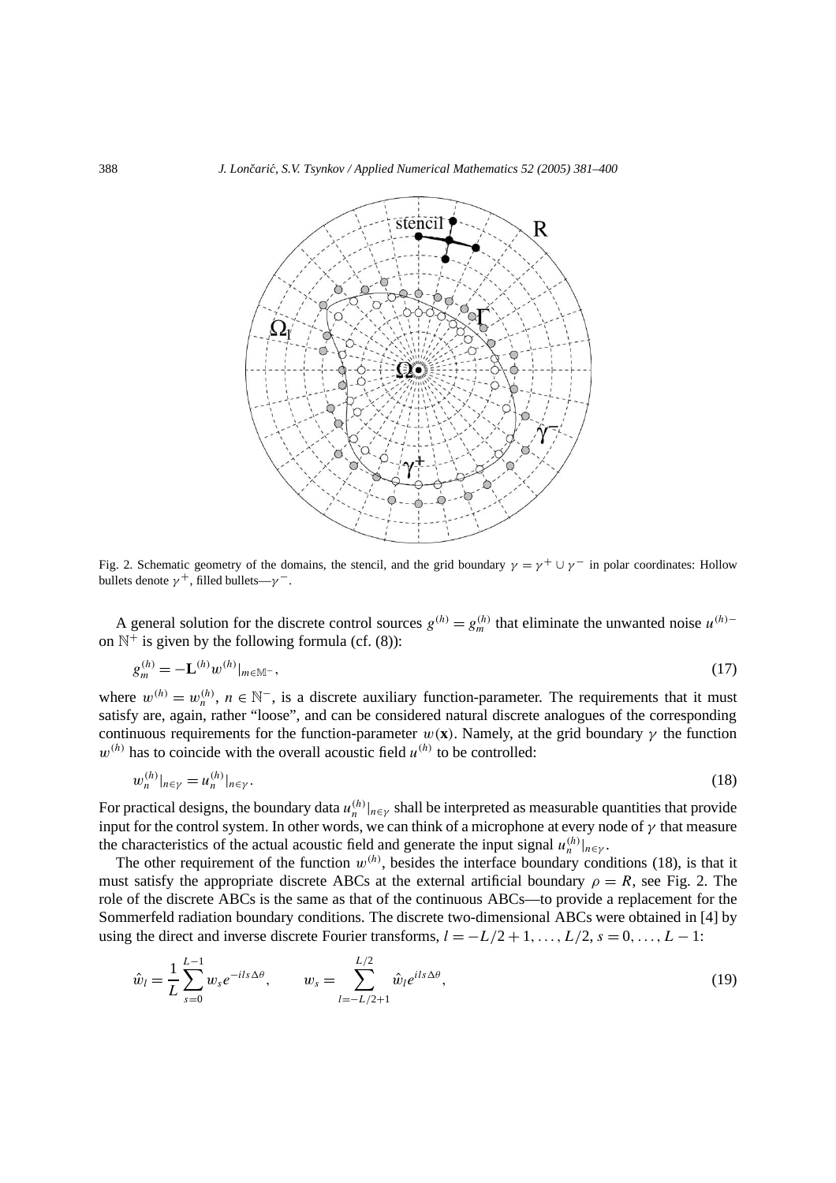Fig. 2. Schematic geometry of the domains, the stencil, and the grid boundary $\gamma = \gamma^+ \cup \gamma^-$ in polar coordinates: Hollow bullets denote $\gamma^+$, filled bullets—$\gamma^-$.

A general solution for the discrete control sources $g^{(h)} = g_m^{(h)}$ that eliminate the unwanted noise $u^{(h)-}$ on $\mathbb{N}^+$ is given by the following formula (cf. (8)):

$$g_m^{(h)} = -\mathbf{L}^{(h)} w^{(h)}|_{m\in\mathbb{M}^-}, \tag{17}$$

where $w^{(h)} = w_n^{(h)}$, $n \in \mathbb{N}^-$, is a discrete auxiliary function-parameter. The requirements that it must satisfy are, again, rather "loose", and can be considered natural discrete analogues of the corresponding continuous requirements for the function-parameter $w(\mathbf{x})$. Namely, at the grid boundary $\gamma$ the function $w^{(h)}$ has to coincide with the overall acoustic field $u^{(h)}$ to be controlled:

$$w_n^{(h)}|_{n\in\gamma} = u_n^{(h)}|_{n\in\gamma}. \tag{18}$$

For practical designs, the boundary data $u_n^{(h)}|_{n\in\gamma}$ shall be interpreted as measurable quantities that provide input for the control system. In other words, we can think of a microphone at every node of $\gamma$ that measure the characteristics of the actual acoustic field and generate the input signal $u_n^{(h)}|_{n\in\gamma}$.

The other requirement of the function $w^{(h)}$, besides the interface boundary conditions (18), is that it must satisfy the appropriate discrete ABCs at the external artificial boundary $\rho = R$, see Fig. 2. The role of the discrete ABCs is the same as that of the continuous ABCs—to provide a replacement for the Sommerfeld radiation boundary conditions. The discrete two-dimensional ABCs were obtained in [4] by using the direct and inverse discrete Fourier transforms, $l = -L/2+1, \ldots, L/2$, $s = 0, \ldots, L-1$:

$$\hat{w}_l = \frac{1}{L}\sum_{s=0}^{L-1} w_s e^{-ils\Delta\theta}, \qquad w_s = \sum_{l=-L/2+1}^{L/2} \hat{w}_l e^{ils\Delta\theta}, \tag{19}$$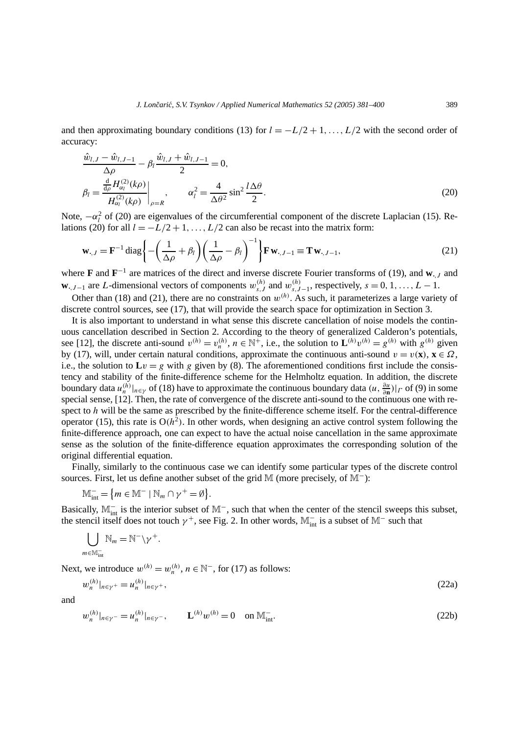and then approximating boundary conditions (13) for $l = -L/2 + 1, \ldots, L/2$ with the second order of accuracy:

$$\frac{\hat{w}_{l,J} - \hat{w}_{l,J-1}}{\Delta\rho} - \beta_l \frac{\hat{w}_{l,J} + \hat{w}_{l,J-1}}{2} = 0,$$

$$\beta_l = \left.\frac{\frac{\mathrm{d}}{\mathrm{d}\rho} H^{(2)}_{\alpha_l}(k\rho)}{H^{(2)}_{\alpha_l}(k\rho)}\right|_{\rho=R}, \qquad \alpha_l^2 = \frac{4}{\Delta\theta^2}\sin^2\frac{l\Delta\theta}{2}. \tag{20}$$

Note, $-\alpha_l^2$ of (20) are eigenvalues of the circumferential component of the discrete Laplacian (15). Relations (20) for all $l = -L/2 + 1, \ldots, L/2$ can also be recast into the matrix form:

$$\mathbf{w}_{\cdot,J} = \mathbf{F}^{-1}\operatorname{diag}\left\{-\left(\frac{1}{\Delta\rho} + \beta_l\right)\left(\frac{1}{\Delta\rho} - \beta_l\right)^{-1}\right\}\mathbf{F}\,\mathbf{w}_{\cdot,J-1} \equiv \mathbf{T}\,\mathbf{w}_{\cdot,J-1}, \tag{21}$$

where $\mathbf{F}$ and $\mathbf{F}^{-1}$ are matrices of the direct and inverse discrete Fourier transforms of (19), and $\mathbf{w}_{\cdot,J}$ and $\mathbf{w}_{\cdot,J-1}$ are $L$-dimensional vectors of components $w^{(h)}_{s,J}$ and $w^{(h)}_{s,J-1}$, respectively, $s = 0, 1, \ldots, L-1$.

Other than (18) and (21), there are no constraints on $w^{(h)}$. As such, it parameterizes a large variety of discrete control sources, see (17), that will provide the search space for optimization in Section 3.

It is also important to understand in what sense this discrete cancellation of noise models the continuous cancellation described in Section 2. According to the theory of generalized Calderon's potentials, see [12], the discrete anti-sound $v^{(h)} = v^{(h)}_n$, $n \in \mathbb{N}^+$, i.e., the solution to $\mathbf{L}^{(h)} v^{(h)} = g^{(h)}$ with $g^{(h)}$ given by (17), will, under certain natural conditions, approximate the continuous anti-sound $v = v(\mathbf{x})$, $\mathbf{x} \in \Omega$, i.e., the solution to $\mathbf{L}v = g$ with $g$ given by (8). The aforementioned conditions first include the consistency and stability of the finite-difference scheme for the Helmholtz equation. In addition, the discrete boundary data $u^{(h)}_n|_{n\in\gamma}$ of (18) have to approximate the continuous boundary data $(u, \frac{\partial u}{\partial \mathbf{n}})|_\Gamma$ of (9) in some special sense, [12]. Then, the rate of convergence of the discrete anti-sound to the continuous one with respect to $h$ will be the same as prescribed by the finite-difference scheme itself. For the central-difference operator (15), this rate is $O(h^2)$. In other words, when designing an active control system following the finite-difference approach, one can expect to have the actual noise cancellation in the same approximate sense as the solution of the finite-difference equation approximates the corresponding solution of the original differential equation.

Finally, similarly to the continuous case we can identify some particular types of the discrete control sources. First, let us define another subset of the grid $\mathbb{M}$ (more precisely, of $\mathbb{M}^-$):

$$\mathbb{M}^-_{\text{int}} = \left\{m \in \mathbb{M}^- \mid \mathbb{N}_m \cap \gamma^+ = \emptyset\right\}.$$

Basically, $\mathbb{M}^-_{\text{int}}$ is the interior subset of $\mathbb{M}^-$, such that when the center of the stencil sweeps this subset, the stencil itself does not touch $\gamma^+$, see Fig. 2. In other words, $\mathbb{M}^-_{\text{int}}$ is a subset of $\mathbb{M}^-$ such that

$$\bigcup_{m\in\mathbb{M}^-_{\text{int}}} \mathbb{N}_m = \mathbb{N}^- \backslash \gamma^+.$$

Next, we introduce $w^{(h)} = w^{(h)}_n$, $n \in \mathbb{N}^-$, for (17) as follows:

$$w^{(h)}_n|_{n\in\gamma^+} = u^{(h)}_n|_{n\in\gamma^+}, \tag{22a}$$

and

$$w^{(h)}_n|_{n\in\gamma^-} = u^{(h)}_n|_{n\in\gamma^-}, \qquad \mathbf{L}^{(h)} w^{(h)} = 0 \quad \text{on } \mathbb{M}^-_{\text{int}}. \tag{22b}$$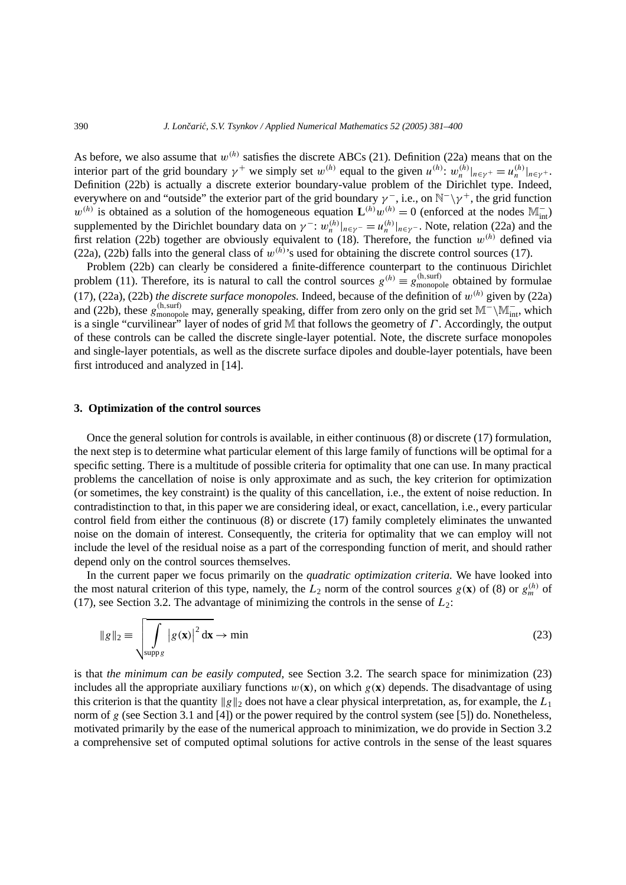As before, we also assume that $w^{(h)}$ satisfies the discrete ABCs (21). Definition (22a) means that on the interior part of the grid boundary $\gamma^+$ we simply set $w^{(h)}$ equal to the given $u^{(h)}$: $w_n^{(h)}|_{n\in\gamma^+} = u_n^{(h)}|_{n\in\gamma^+}$. Definition (22b) is actually a discrete exterior boundary-value problem of the Dirichlet type. Indeed, everywhere on and "outside" the exterior part of the grid boundary $\gamma^-$, i.e., on $\mathbb{N}^-\backslash\gamma^+$, the grid function $w^{(h)}$ is obtained as a solution of the homogeneous equation $\mathbf{L}^{(h)}w^{(h)} = 0$ (enforced at the nodes $\mathbb{M}^-_{\text{int}}$) supplemented by the Dirichlet boundary data on $\gamma^-$: $w_n^{(h)}|_{n\in\gamma^-} = u_n^{(h)}|_{n\in\gamma^-}$. Note, relation (22a) and the first relation (22b) together are obviously equivalent to (18). Therefore, the function $w^{(h)}$ defined via (22a), (22b) falls into the general class of $w^{(h)}$'s used for obtaining the discrete control sources (17).

Problem (22b) can clearly be considered a finite-difference counterpart to the continuous Dirichlet problem (11). Therefore, its is natural to call the control sources $g^{(h)} \equiv g^{(\text{h,surf})}_{\text{monopole}}$ obtained by formulae (17), (22a), (22b) *the discrete surface monopoles.* Indeed, because of the definition of $w^{(h)}$ given by (22a) and (22b), these $g^{(\text{h,surf})}_{\text{monopole}}$ may, generally speaking, differ from zero only on the grid set $\mathbb{M}^-\backslash\mathbb{M}^-_{\text{int}}$, which is a single "curvilinear" layer of nodes of grid $\mathbb{M}$ that follows the geometry of $\Gamma$. Accordingly, the output of these controls can be called the discrete single-layer potential. Note, the discrete surface monopoles and single-layer potentials, as well as the discrete surface dipoles and double-layer potentials, have been first introduced and analyzed in [14].

## 3. Optimization of the control sources

Once the general solution for controls is available, in either continuous (8) or discrete (17) formulation, the next step is to determine what particular element of this large family of functions will be optimal for a specific setting. There is a multitude of possible criteria for optimality that one can use. In many practical problems the cancellation of noise is only approximate and as such, the key criterion for optimization (or sometimes, the key constraint) is the quality of this cancellation, i.e., the extent of noise reduction. In contradistinction to that, in this paper we are considering ideal, or exact, cancellation, i.e., every particular control field from either the continuous (8) or discrete (17) family completely eliminates the unwanted noise on the domain of interest. Consequently, the criteria for optimality that we can employ will not include the level of the residual noise as a part of the corresponding function of merit, and should rather depend only on the control sources themselves.

In the current paper we focus primarily on the *quadratic optimization criteria.* We have looked into the most natural criterion of this type, namely, the $L_2$ norm of the control sources $g(\mathbf{x})$ of (8) or $g_m^{(h)}$ of (17), see Section 3.2. The advantage of minimizing the controls in the sense of $L_2$:

$$\|g\|_2 \equiv \sqrt{\int\limits_{\operatorname{supp} g} \left|g(\mathbf{x})\right|^2 \mathrm{d}\mathbf{x}} \to \min \tag{23}$$

is that *the minimum can be easily computed,* see Section 3.2. The search space for minimization (23) includes all the appropriate auxiliary functions $w(\mathbf{x})$, on which $g(\mathbf{x})$ depends. The disadvantage of using this criterion is that the quantity $\|g\|_2$ does not have a clear physical interpretation, as, for example, the $L_1$ norm of $g$ (see Section 3.1 and [4]) or the power required by the control system (see [5]) do. Nonetheless, motivated primarily by the ease of the numerical approach to minimization, we do provide in Section 3.2 a comprehensive set of computed optimal solutions for active controls in the sense of the least squares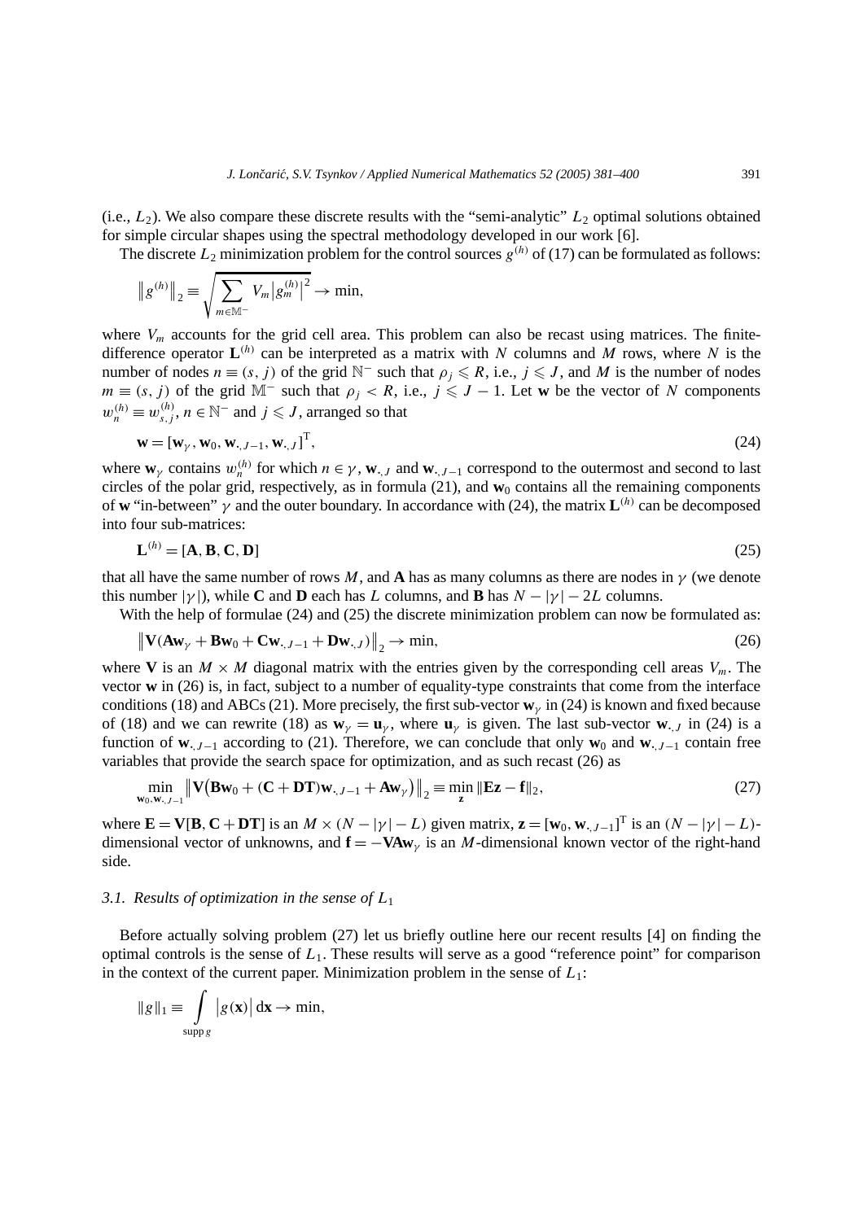(i.e., $L_2$). We also compare these discrete results with the "semi-analytic" $L_2$ optimal solutions obtained for simple circular shapes using the spectral methodology developed in our work [6].

The discrete $L_2$ minimization problem for the control sources $g^{(h)}$ of (17) can be formulated as follows:

$$\left\| g^{(h)} \right\|_2 \equiv \sqrt{\sum_{m \in \mathbb{M}^-} V_m \left| g_m^{(h)} \right|^2} \to \min,$$

where $V_m$ accounts for the grid cell area. This problem can also be recast using matrices. The finite-difference operator $\mathbf{L}^{(h)}$ can be interpreted as a matrix with $N$ columns and $M$ rows, where $N$ is the number of nodes $n \equiv (s, j)$ of the grid $\mathbb{N}^-$ such that $\rho_j \leqslant R$, i.e., $j \leqslant J$, and $M$ is the number of nodes $m \equiv (s, j)$ of the grid $\mathbb{M}^-$ such that $\rho_j < R$, i.e., $j \leqslant J - 1$. Let $\mathbf{w}$ be the vector of $N$ components $w_n^{(h)} \equiv w_{s,j}^{(h)}$, $n \in \mathbb{N}^-$ and $j \leqslant J$, arranged so that

$$\mathbf{w} = [\mathbf{w}_\gamma, \mathbf{w}_0, \mathbf{w}_{\cdot,J-1}, \mathbf{w}_{\cdot,J}]^{\mathrm{T}}, \tag{24}$$

where $\mathbf{w}_\gamma$ contains $w_n^{(h)}$ for which $n \in \gamma$, $\mathbf{w}_{\cdot,J}$ and $\mathbf{w}_{\cdot,J-1}$ correspond to the outermost and second to last circles of the polar grid, respectively, as in formula (21), and $\mathbf{w}_0$ contains all the remaining components of $\mathbf{w}$ "in-between" $\gamma$ and the outer boundary. In accordance with (24), the matrix $\mathbf{L}^{(h)}$ can be decomposed into four sub-matrices:

$$\mathbf{L}^{(h)} = [\mathbf{A}, \mathbf{B}, \mathbf{C}, \mathbf{D}] \tag{25}$$

that all have the same number of rows $M$, and $\mathbf{A}$ has as many columns as there are nodes in $\gamma$ (we denote this number $|\gamma|$), while $\mathbf{C}$ and $\mathbf{D}$ each has $L$ columns, and $\mathbf{B}$ has $N - |\gamma| - 2L$ columns.

With the help of formulae (24) and (25) the discrete minimization problem can now be formulated as:

$$\left\| \mathbf{V}(\mathbf{A}\mathbf{w}_\gamma + \mathbf{B}\mathbf{w}_0 + \mathbf{C}\mathbf{w}_{\cdot,J-1} + \mathbf{D}\mathbf{w}_{\cdot,J}) \right\|_2 \to \min, \tag{26}$$

where $\mathbf{V}$ is an $M \times M$ diagonal matrix with the entries given by the corresponding cell areas $V_m$. The vector $\mathbf{w}$ in (26) is, in fact, subject to a number of equality-type constraints that come from the interface conditions (18) and ABCs (21). More precisely, the first sub-vector $\mathbf{w}_\gamma$ in (24) is known and fixed because of (18) and we can rewrite (18) as $\mathbf{w}_\gamma = \mathbf{u}_\gamma$, where $\mathbf{u}_\gamma$ is given. The last sub-vector $\mathbf{w}_{\cdot,J}$ in (24) is a function of $\mathbf{w}_{\cdot,J-1}$ according to (21). Therefore, we can conclude that only $\mathbf{w}_0$ and $\mathbf{w}_{\cdot,J-1}$ contain free variables that provide the search space for optimization, and as such recast (26) as

$$\min_{\mathbf{w}_0, \mathbf{w}_{\cdot,J-1}} \left\| \mathbf{V}\big(\mathbf{B}\mathbf{w}_0 + (\mathbf{C} + \mathbf{D}\mathbf{T})\mathbf{w}_{\cdot,J-1} + \mathbf{A}\mathbf{w}_\gamma\big) \right\|_2 \equiv \min_{\mathbf{z}} \|\mathbf{E}\mathbf{z} - \mathbf{f}\|_2, \tag{27}$$

where $\mathbf{E} = \mathbf{V}[\mathbf{B}, \mathbf{C} + \mathbf{D}\mathbf{T}]$ is an $M \times (N - |\gamma| - L)$ given matrix, $\mathbf{z} = [\mathbf{w}_0, \mathbf{w}_{\cdot,J-1}]^{\mathrm{T}}$ is an $(N - |\gamma| - L)$-dimensional vector of unknowns, and $\mathbf{f} = -\mathbf{V}\mathbf{A}\mathbf{w}_\gamma$ is an $M$-dimensional known vector of the right-hand side.

### 3.1. *Results of optimization in the sense of $L_1$*

Before actually solving problem (27) let us briefly outline here our recent results [4] on finding the optimal controls is the sense of $L_1$. These results will serve as a good "reference point" for comparison in the context of the current paper. Minimization problem in the sense of $L_1$:

$$\|g\|_1 \equiv \int_{\operatorname{supp} g} \left| g(\mathbf{x}) \right| \mathrm{d}\mathbf{x} \to \min,$$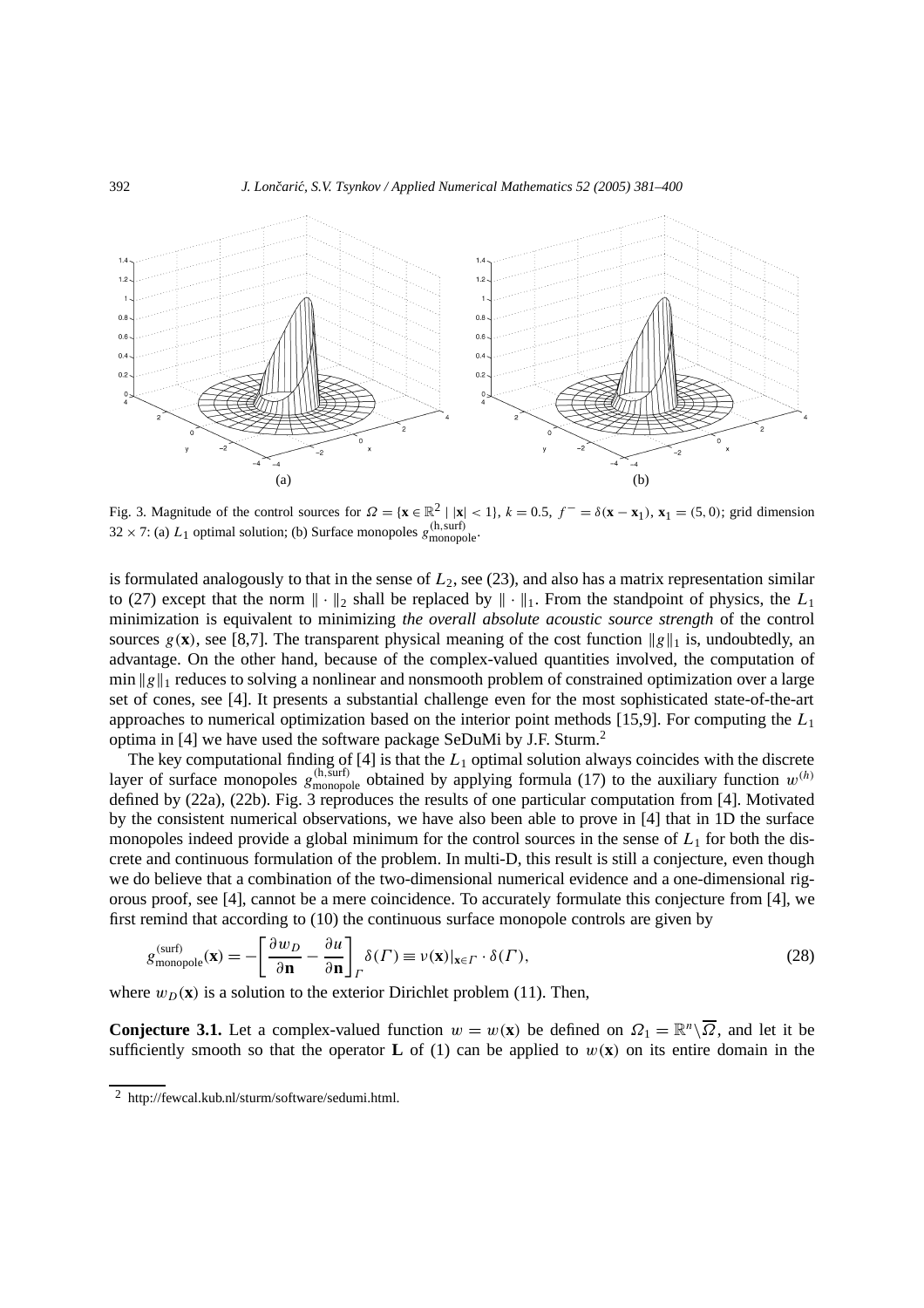Fig. 3. Magnitude of the control sources for $\Omega = \{\mathbf{x} \in \mathbb{R}^2 \mid |\mathbf{x}| < 1\}$, $k = 0.5$, $f^- = \delta(\mathbf{x} - \mathbf{x}_1)$, $\mathbf{x}_1 = (5, 0)$; grid dimension $32 \times 7$: (a) $L_1$ optimal solution; (b) Surface monopoles $g^{(\mathrm{h,surf})}_{\mathrm{monopole}}$.

is formulated analogously to that in the sense of $L_2$, see (23), and also has a matrix representation similar to (27) except that the norm $\|\cdot\|_2$ shall be replaced by $\|\cdot\|_1$. From the standpoint of physics, the $L_1$ minimization is equivalent to minimizing *the overall absolute acoustic source strength* of the control sources $g(\mathbf{x})$, see [8,7]. The transparent physical meaning of the cost function $\|g\|_1$ is, undoubtedly, an advantage. On the other hand, because of the complex-valued quantities involved, the computation of $\min \|g\|_1$ reduces to solving a nonlinear and nonsmooth problem of constrained optimization over a large set of cones, see [4]. It presents a substantial challenge even for the most sophisticated state-of-the-art approaches to numerical optimization based on the interior point methods [15,9]. For computing the $L_1$ optima in [4] we have used the software package SeDuMi by J.F. Sturm.[2]

The key computational finding of [4] is that the $L_1$ optimal solution always coincides with the discrete layer of surface monopoles $g^{(\mathrm{h,surf})}_{\mathrm{monopole}}$ obtained by applying formula (17) to the auxiliary function $w^{(h)}$ defined by (22a), (22b). Fig. 3 reproduces the results of one particular computation from [4]. Motivated by the consistent numerical observations, we have also been able to prove in [4] that in 1D the surface monopoles indeed provide a global minimum for the control sources in the sense of $L_1$ for both the discrete and continuous formulation of the problem. In multi-D, this result is still a conjecture, even though we do believe that a combination of the two-dimensional numerical evidence and a one-dimensional rigorous proof, see [4], cannot be a mere coincidence. To accurately formulate this conjecture from [4], we first remind that according to (10) the continuous surface monopole controls are given by

$$g^{(\mathrm{surf})}_{\mathrm{monopole}}(\mathbf{x}) = -\left[\frac{\partial w_D}{\partial \mathbf{n}} - \frac{\partial u}{\partial \mathbf{n}}\right]_{\Gamma} \delta(\Gamma) \equiv \nu(\mathbf{x})|_{\mathbf{x}\in\Gamma} \cdot \delta(\Gamma), \tag{28}$$

where $w_D(\mathbf{x})$ is a solution to the exterior Dirichlet problem (11). Then,

**Conjecture 3.1.** Let a complex-valued function $w = w(\mathbf{x})$ be defined on $\Omega_1 = \mathbb{R}^n \setminus \overline{\Omega}$, and let it be sufficiently smooth so that the operator $\mathbf{L}$ of (1) can be applied to $w(\mathbf{x})$ on its entire domain in the

[2] http://fewcal.kub.nl/sturm/software/sedumi.html.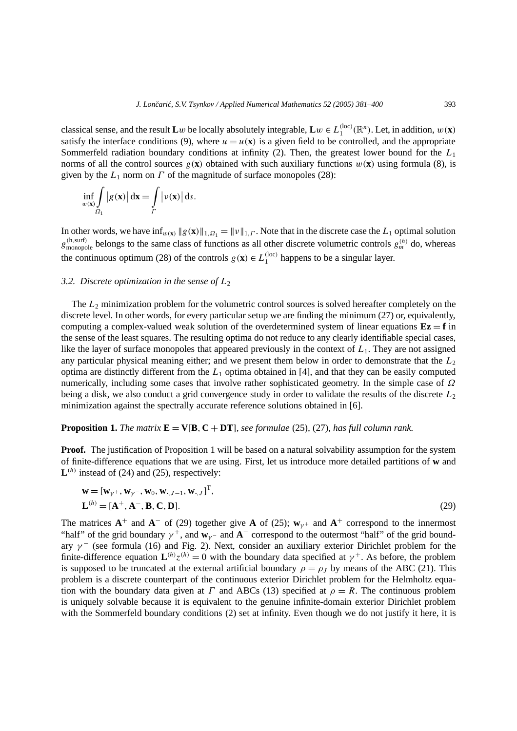classical sense, and the result $\mathbf{L}w$ be locally absolutely integrable, $\mathbf{L}w \in L_1^{(\mathrm{loc})}(\mathbb{R}^n)$. Let, in addition, $w(\mathbf{x})$ satisfy the interface conditions (9), where $u = u(\mathbf{x})$ is a given field to be controlled, and the appropriate Sommerfeld radiation boundary conditions at infinity (2). Then, the greatest lower bound for the $L_1$ norms of all the control sources $g(\mathbf{x})$ obtained with such auxiliary functions $w(\mathbf{x})$ using formula (8), is given by the $L_1$ norm on $\Gamma$ of the magnitude of surface monopoles (28):

$$\inf_{w(\mathbf{x})} \int\limits_{\Omega_1} \left| g(\mathbf{x}) \right| \mathrm{d}\mathbf{x} = \int\limits_{\Gamma} \left| \nu(\mathbf{x}) \right| \mathrm{d}s.$$

In other words, we have $\inf_{w(\mathbf{x})} \|g(\mathbf{x})\|_{1,\Omega_1} = \|\nu\|_{1,\Gamma}$. Note that in the discrete case the $L_1$ optimal solution $g^{(\mathrm{h,surf})}_{\mathrm{monopole}}$ belongs to the same class of functions as all other discrete volumetric controls $g^{(h)}_m$ do, whereas the continuous optimum (28) of the controls $g(\mathbf{x}) \in L_1^{(\mathrm{loc})}$ happens to be a singular layer.

### 3.2. Discrete optimization in the sense of $L_2$

The $L_2$ minimization problem for the volumetric control sources is solved hereafter completely on the discrete level. In other words, for every particular setup we are finding the minimum (27) or, equivalently, computing a complex-valued weak solution of the overdetermined system of linear equations $\mathbf{E}\mathbf{z} = \mathbf{f}$ in the sense of the least squares. The resulting optima do not reduce to any clearly identifiable special cases, like the layer of surface monopoles that appeared previously in the context of $L_1$. They are not assigned any particular physical meaning either; and we present them below in order to demonstrate that the $L_2$ optima are distinctly different from the $L_1$ optima obtained in [4], and that they can be easily computed numerically, including some cases that involve rather sophisticated geometry. In the simple case of $\Omega$ being a disk, we also conduct a grid convergence study in order to validate the results of the discrete $L_2$ minimization against the spectrally accurate reference solutions obtained in [6].

**Proposition 1.** *The matrix* $\mathbf{E} = \mathbf{V}[\mathbf{B}, \mathbf{C} + \mathbf{D}\mathbf{T}]$, *see formulae* (25), (27), *has full column rank.*

**Proof.** The justification of Proposition 1 will be based on a natural solvability assumption for the system of finite-difference equations that we are using. First, let us introduce more detailed partitions of $\mathbf{w}$ and $\mathbf{L}^{(h)}$ instead of (24) and (25), respectively:

$$\begin{aligned} \mathbf{w} &= [\mathbf{w}_{\gamma^+}, \mathbf{w}_{\gamma^-}, \mathbf{w}_0, \mathbf{w}_{\cdot,J-1}, \mathbf{w}_{\cdot,J}]^{\mathrm{T}}, \\ \mathbf{L}^{(h)} &= [\mathbf{A}^+, \mathbf{A}^-, \mathbf{B}, \mathbf{C}, \mathbf{D}]. \end{aligned} \tag{29}$$

The matrices $\mathbf{A}^+$ and $\mathbf{A}^-$ of (29) together give $\mathbf{A}$ of (25); $\mathbf{w}_{\gamma^+}$ and $\mathbf{A}^+$ correspond to the innermost "half" of the grid boundary $\gamma^+$, and $\mathbf{w}_{\gamma^-}$ and $\mathbf{A}^-$ correspond to the outermost "half" of the grid boundary $\gamma^-$ (see formula (16) and Fig. 2). Next, consider an auxiliary exterior Dirichlet problem for the finite-difference equation $\mathbf{L}^{(h)} z^{(h)} = 0$ with the boundary data specified at $\gamma^+$. As before, the problem is supposed to be truncated at the external artificial boundary $\rho = \rho_J$ by means of the ABC (21). This problem is a discrete counterpart of the continuous exterior Dirichlet problem for the Helmholtz equation with the boundary data given at $\Gamma$ and ABCs (13) specified at $\rho = R$. The continuous problem is uniquely solvable because it is equivalent to the genuine infinite-domain exterior Dirichlet problem with the Sommerfeld boundary conditions (2) set at infinity. Even though we do not justify it here, it is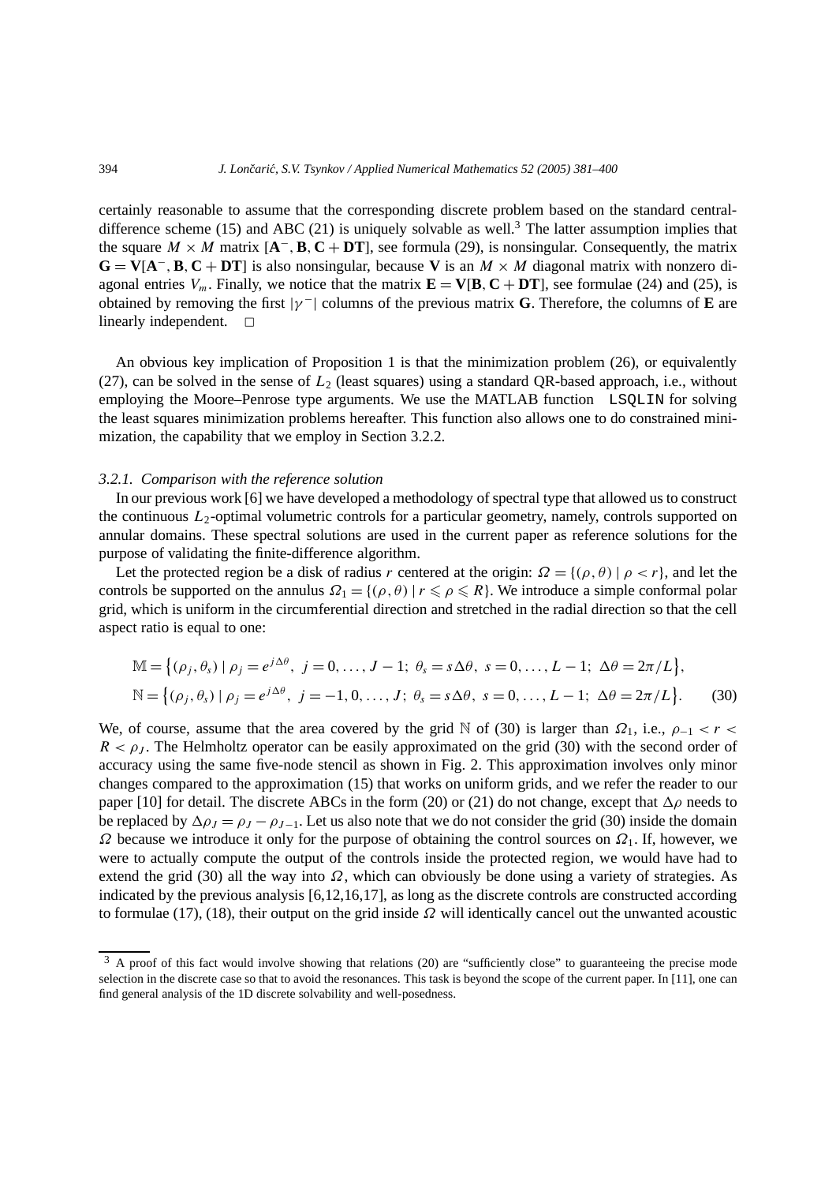certainly reasonable to assume that the corresponding discrete problem based on the standard central-difference scheme (15) and ABC (21) is uniquely solvable as well.[3] The latter assumption implies that the square $M \times M$ matrix $[\mathbf{A}^-, \mathbf{B}, \mathbf{C} + \mathbf{DT}]$, see formula (29), is nonsingular. Consequently, the matrix $\mathbf{G} = \mathbf{V}[\mathbf{A}^-, \mathbf{B}, \mathbf{C} + \mathbf{DT}]$ is also nonsingular, because $\mathbf{V}$ is an $M \times M$ diagonal matrix with nonzero diagonal entries $V_m$. Finally, we notice that the matrix $\mathbf{E} = \mathbf{V}[\mathbf{B}, \mathbf{C} + \mathbf{DT}]$, see formulae (24) and (25), is obtained by removing the first $|\gamma^-|$ columns of the previous matrix $\mathbf{G}$. Therefore, the columns of $\mathbf{E}$ are linearly independent. □

An obvious key implication of Proposition 1 is that the minimization problem (26), or equivalently (27), can be solved in the sense of $L_2$ (least squares) using a standard QR-based approach, i.e., without employing the Moore–Penrose type arguments. We use the MATLAB function `LSQLIN` for solving the least squares minimization problems hereafter. This function also allows one to do constrained minimization, the capability that we employ in Section 3.2.2.

#### *3.2.1. Comparison with the reference solution*

In our previous work [6] we have developed a methodology of spectral type that allowed us to construct the continuous $L_2$-optimal volumetric controls for a particular geometry, namely, controls supported on annular domains. These spectral solutions are used in the current paper as reference solutions for the purpose of validating the finite-difference algorithm.

Let the protected region be a disk of radius $r$ centered at the origin: $\Omega = \{(\rho, \theta) \mid \rho < r\}$, and let the controls be supported on the annulus $\Omega_1 = \{(\rho, \theta) \mid r \leqslant \rho \leqslant R\}$. We introduce a simple conformal polar grid, which is uniform in the circumferential direction and stretched in the radial direction so that the cell aspect ratio is equal to one:

$$
\begin{aligned}
\mathbb{M} &= \left\{(\rho_j, \theta_s) \mid \rho_j = e^{j\Delta\theta},\ j = 0, \ldots, J-1;\ \theta_s = s\Delta\theta,\ s = 0, \ldots, L-1;\ \Delta\theta = 2\pi/L\right\}, \\
\mathbb{N} &= \left\{(\rho_j, \theta_s) \mid \rho_j = e^{j\Delta\theta},\ j = -1, 0, \ldots, J;\ \theta_s = s\Delta\theta,\ s = 0, \ldots, L-1;\ \Delta\theta = 2\pi/L\right\}.
\end{aligned} \tag{30}
$$

We, of course, assume that the area covered by the grid $\mathbb{N}$ of (30) is larger than $\Omega_1$, i.e., $\rho_{-1} < r < R < \rho_J$. The Helmholtz operator can be easily approximated on the grid (30) with the second order of accuracy using the same five-node stencil as shown in Fig. 2. This approximation involves only minor changes compared to the approximation (15) that works on uniform grids, and we refer the reader to our paper [10] for detail. The discrete ABCs in the form (20) or (21) do not change, except that $\Delta\rho$ needs to be replaced by $\Delta\rho_J = \rho_J - \rho_{J-1}$. Let us also note that we do not consider the grid (30) inside the domain $\Omega$ because we introduce it only for the purpose of obtaining the control sources on $\Omega_1$. If, however, we were to actually compute the output of the controls inside the protected region, we would have had to extend the grid (30) all the way into $\Omega$, which can obviously be done using a variety of strategies. As indicated by the previous analysis [6,12,16,17], as long as the discrete controls are constructed according to formulae (17), (18), their output on the grid inside $\Omega$ will identically cancel out the unwanted acoustic

---

[3] A proof of this fact would involve showing that relations (20) are "sufficiently close" to guaranteeing the precise mode selection in the discrete case so that to avoid the resonances. This task is beyond the scope of the current paper. In [11], one can find general analysis of the 1D discrete solvability and well-posedness.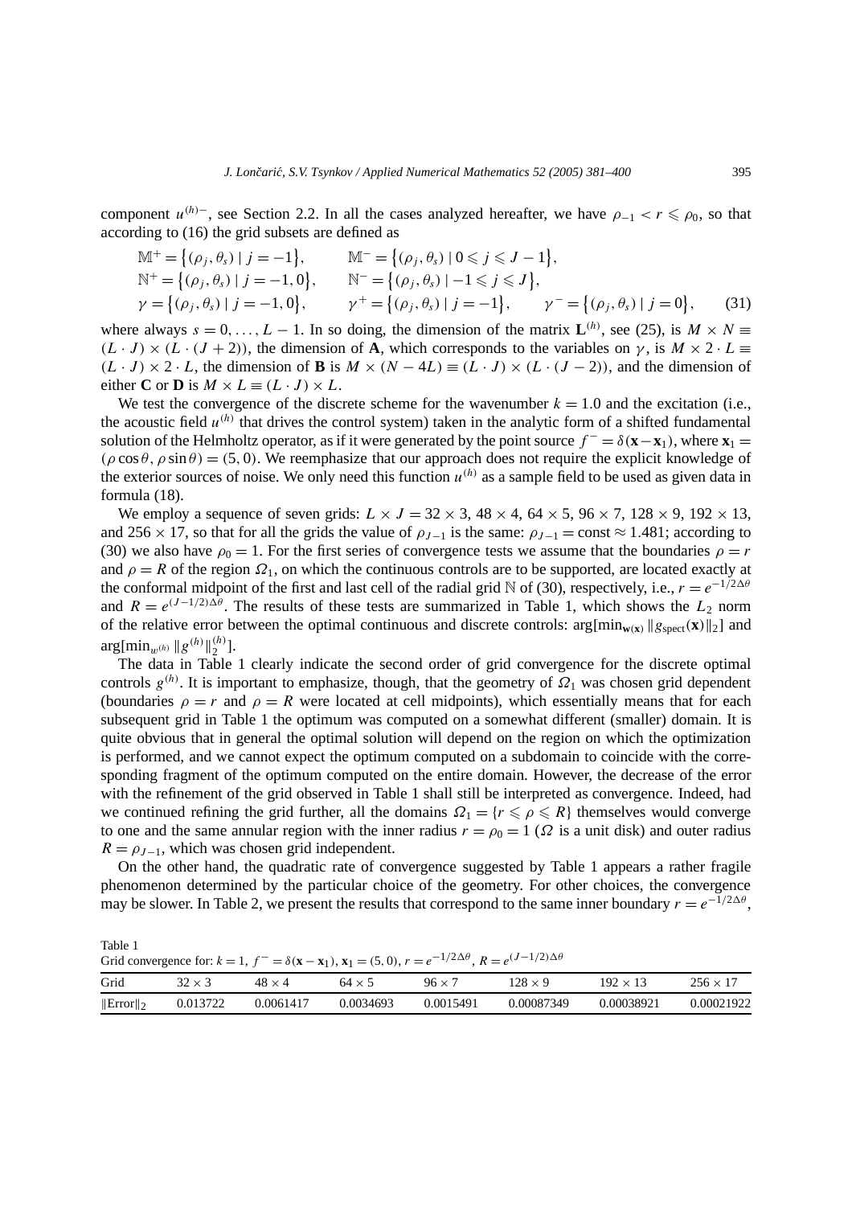component $u^{(h)-}$, see Section 2.2. In all the cases analyzed hereafter, we have $\rho_{-1} < r \leqslant \rho_0$, so that according to (16) the grid subsets are defined as

$$
\begin{aligned}
&\mathbb{M}^+ = \{(\rho_j, \theta_s) \mid j = -1\}, \qquad \mathbb{M}^- = \{(\rho_j, \theta_s) \mid 0 \leqslant j \leqslant J-1\},\\
&\mathbb{N}^+ = \{(\rho_j, \theta_s) \mid j = -1, 0\}, \qquad \mathbb{N}^- = \{(\rho_j, \theta_s) \mid -1 \leqslant j \leqslant J\},\\
&\gamma = \{(\rho_j, \theta_s) \mid j = -1, 0\}, \qquad \gamma^+ = \{(\rho_j, \theta_s) \mid j = -1\}, \qquad \gamma^- = \{(\rho_j, \theta_s) \mid j = 0\},
\end{aligned}
\tag{31}
$$

where always $s = 0, \ldots, L-1$. In so doing, the dimension of the matrix $\mathbf{L}^{(h)}$, see (25), is $M \times N \equiv (L \cdot J) \times (L \cdot (J+2))$, the dimension of $\mathbf{A}$, which corresponds to the variables on $\gamma$, is $M \times 2 \cdot L \equiv (L \cdot J) \times 2 \cdot L$, the dimension of $\mathbf{B}$ is $M \times (N - 4L) \equiv (L \cdot J) \times (L \cdot (J-2))$, and the dimension of either $\mathbf{C}$ or $\mathbf{D}$ is $M \times L \equiv (L \cdot J) \times L$.

We test the convergence of the discrete scheme for the wavenumber $k = 1.0$ and the excitation (i.e., the acoustic field $u^{(h)}$ that drives the control system) taken in the analytic form of a shifted fundamental solution of the Helmholtz operator, as if it were generated by the point source $f^- = \delta(\mathbf{x} - \mathbf{x}_1)$, where $\mathbf{x}_1 = (\rho \cos\theta, \rho \sin\theta) = (5, 0)$. We reemphasize that our approach does not require the explicit knowledge of the exterior sources of noise. We only need this function $u^{(h)}$ as a sample field to be used as given data in formula (18).

We employ a sequence of seven grids: $L \times J = 32 \times 3$, $48 \times 4$, $64 \times 5$, $96 \times 7$, $128 \times 9$, $192 \times 13$, and $256 \times 17$, so that for all the grids the value of $\rho_{J-1}$ is the same: $\rho_{J-1} = \text{const} \approx 1.481$; according to (30) we also have $\rho_0 = 1$. For the first series of convergence tests we assume that the boundaries $\rho = r$ and $\rho = R$ of the region $\Omega_1$, on which the continuous controls are to be supported, are located exactly at the conformal midpoint of the first and last cell of the radial grid $\mathbb{N}$ of (30), respectively, i.e., $r = e^{-1/2\Delta\theta}$ and $R = e^{(J-1/2)\Delta\theta}$. The results of these tests are summarized in Table 1, which shows the $L_2$ norm of the relative error between the optimal continuous and discrete controls: $\arg[\min_{\mathbf{w}(\mathbf{x})} \|g_{\text{spect}}(\mathbf{x})\|_2]$ and $\arg[\min_{w^{(h)}} \|g^{(h)}\|_2^{(h)}]$.

The data in Table 1 clearly indicate the second order of grid convergence for the discrete optimal controls $g^{(h)}$. It is important to emphasize, though, that the geometry of $\Omega_1$ was chosen grid dependent (boundaries $\rho = r$ and $\rho = R$ were located at cell midpoints), which essentially means that for each subsequent grid in Table 1 the optimum was computed on a somewhat different (smaller) domain. It is quite obvious that in general the optimal solution will depend on the region on which the optimization is performed, and we cannot expect the optimum computed on a subdomain to coincide with the corresponding fragment of the optimum computed on the entire domain. However, the decrease of the error with the refinement of the grid observed in Table 1 shall still be interpreted as convergence. Indeed, had we continued refining the grid further, all the domains $\Omega_1 = \{r \leqslant \rho \leqslant R\}$ themselves would converge to one and the same annular region with the inner radius $r = \rho_0 = 1$ ($\Omega$ is a unit disk) and outer radius $R = \rho_{J-1}$, which was chosen grid independent.

On the other hand, the quadratic rate of convergence suggested by Table 1 appears a rather fragile phenomenon determined by the particular choice of the geometry. For other choices, the convergence may be slower. In Table 2, we present the results that correspond to the same inner boundary $r = e^{-1/2\Delta\theta}$,

Table 1
Grid convergence for: $k = 1$, $f^- = \delta(\mathbf{x} - \mathbf{x}_1)$, $\mathbf{x}_1 = (5, 0)$, $r = e^{-1/2\Delta\theta}$, $R = e^{(J-1/2)\Delta\theta}$

| Grid | $32 \times 3$ | $48 \times 4$ | $64 \times 5$ | $96 \times 7$ | $128 \times 9$ | $192 \times 13$ | $256 \times 17$ |
|---|---|---|---|---|---|---|---|
| $\|\text{Error}\|_2$ | 0.013722 | 0.0061417 | 0.0034693 | 0.0015491 | 0.00087349 | 0.00038921 | 0.00021922 |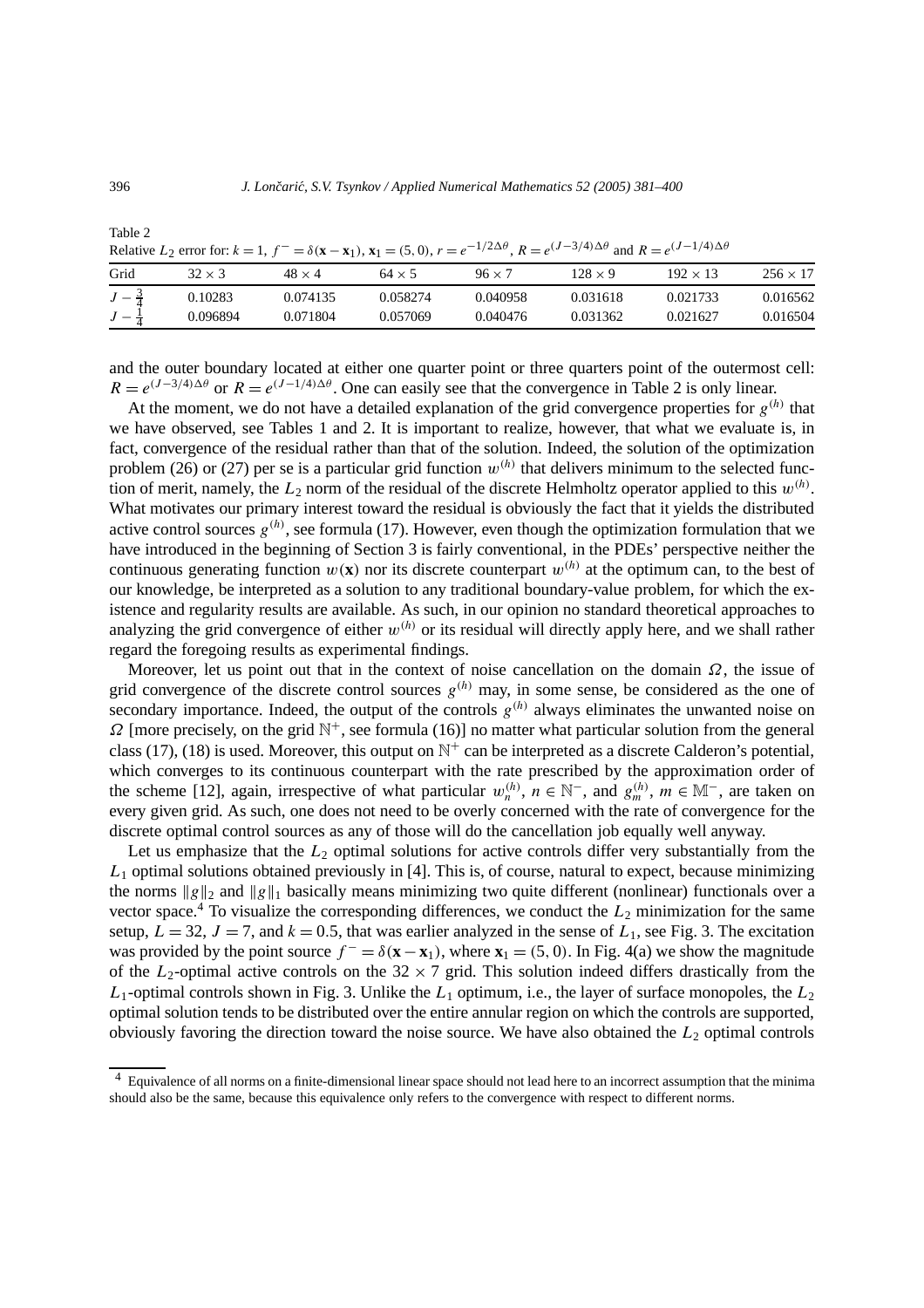Table 2
Relative $L_2$ error for: $k = 1$, $f^- = \delta(\mathbf{x} - \mathbf{x}_1)$, $\mathbf{x}_1 = (5, 0)$, $r = e^{-1/2\Delta\theta}$, $R = e^{(J-3/4)\Delta\theta}$ and $R = e^{(J-1/4)\Delta\theta}$

| Grid | $32 \times 3$ | $48 \times 4$ | $64 \times 5$ | $96 \times 7$ | $128 \times 9$ | $192 \times 13$ | $256 \times 17$ |
|---|---|---|---|---|---|---|---|
| $J - \frac{3}{4}$ | 0.10283 | 0.074135 | 0.058274 | 0.040958 | 0.031618 | 0.021733 | 0.016562 |
| $J - \frac{1}{4}$ | 0.096894 | 0.071804 | 0.057069 | 0.040476 | 0.031362 | 0.021627 | 0.016504 |

and the outer boundary located at either one quarter point or three quarters point of the outermost cell: $R = e^{(J-3/4)\Delta\theta}$ or $R = e^{(J-1/4)\Delta\theta}$. One can easily see that the convergence in Table 2 is only linear.

At the moment, we do not have a detailed explanation of the grid convergence properties for $g^{(h)}$ that we have observed, see Tables 1 and 2. It is important to realize, however, that what we evaluate is, in fact, convergence of the residual rather than that of the solution. Indeed, the solution of the optimization problem (26) or (27) per se is a particular grid function $w^{(h)}$ that delivers minimum to the selected function of merit, namely, the $L_2$ norm of the residual of the discrete Helmholtz operator applied to this $w^{(h)}$. What motivates our primary interest toward the residual is obviously the fact that it yields the distributed active control sources $g^{(h)}$, see formula (17). However, even though the optimization formulation that we have introduced in the beginning of Section 3 is fairly conventional, in the PDEs' perspective neither the continuous generating function $w(\mathbf{x})$ nor its discrete counterpart $w^{(h)}$ at the optimum can, to the best of our knowledge, be interpreted as a solution to any traditional boundary-value problem, for which the existence and regularity results are available. As such, in our opinion no standard theoretical approaches to analyzing the grid convergence of either $w^{(h)}$ or its residual will directly apply here, and we shall rather regard the foregoing results as experimental findings.

Moreover, let us point out that in the context of noise cancellation on the domain $\Omega$, the issue of grid convergence of the discrete control sources $g^{(h)}$ may, in some sense, be considered as the one of secondary importance. Indeed, the output of the controls $g^{(h)}$ always eliminates the unwanted noise on $\Omega$ [more precisely, on the grid $\mathbb{N}^+$, see formula (16)] no matter what particular solution from the general class (17), (18) is used. Moreover, this output on $\mathbb{N}^+$ can be interpreted as a discrete Calderon's potential, which converges to its continuous counterpart with the rate prescribed by the approximation order of the scheme [12], again, irrespective of what particular $w_n^{(h)}$, $n \in \mathbb{N}^-$, and $g_m^{(h)}$, $m \in \mathbb{M}^-$, are taken on every given grid. As such, one does not need to be overly concerned with the rate of convergence for the discrete optimal control sources as any of those will do the cancellation job equally well anyway.

Let us emphasize that the $L_2$ optimal solutions for active controls differ very substantially from the $L_1$ optimal solutions obtained previously in [4]. This is, of course, natural to expect, because minimizing the norms $\|g\|_2$ and $\|g\|_1$ basically means minimizing two quite different (nonlinear) functionals over a vector space.[4] To visualize the corresponding differences, we conduct the $L_2$ minimization for the same setup, $L = 32$, $J = 7$, and $k = 0.5$, that was earlier analyzed in the sense of $L_1$, see Fig. 3. The excitation was provided by the point source $f^- = \delta(\mathbf{x} - \mathbf{x}_1)$, where $\mathbf{x}_1 = (5, 0)$. In Fig. 4(a) we show the magnitude of the $L_2$-optimal active controls on the $32 \times 7$ grid. This solution indeed differs drastically from the $L_1$-optimal controls shown in Fig. 3. Unlike the $L_1$ optimum, i.e., the layer of surface monopoles, the $L_2$ optimal solution tends to be distributed over the entire annular region on which the controls are supported, obviously favoring the direction toward the noise source. We have also obtained the $L_2$ optimal controls

[4] Equivalence of all norms on a finite-dimensional linear space should not lead here to an incorrect assumption that the minima should also be the same, because this equivalence only refers to the convergence with respect to different norms.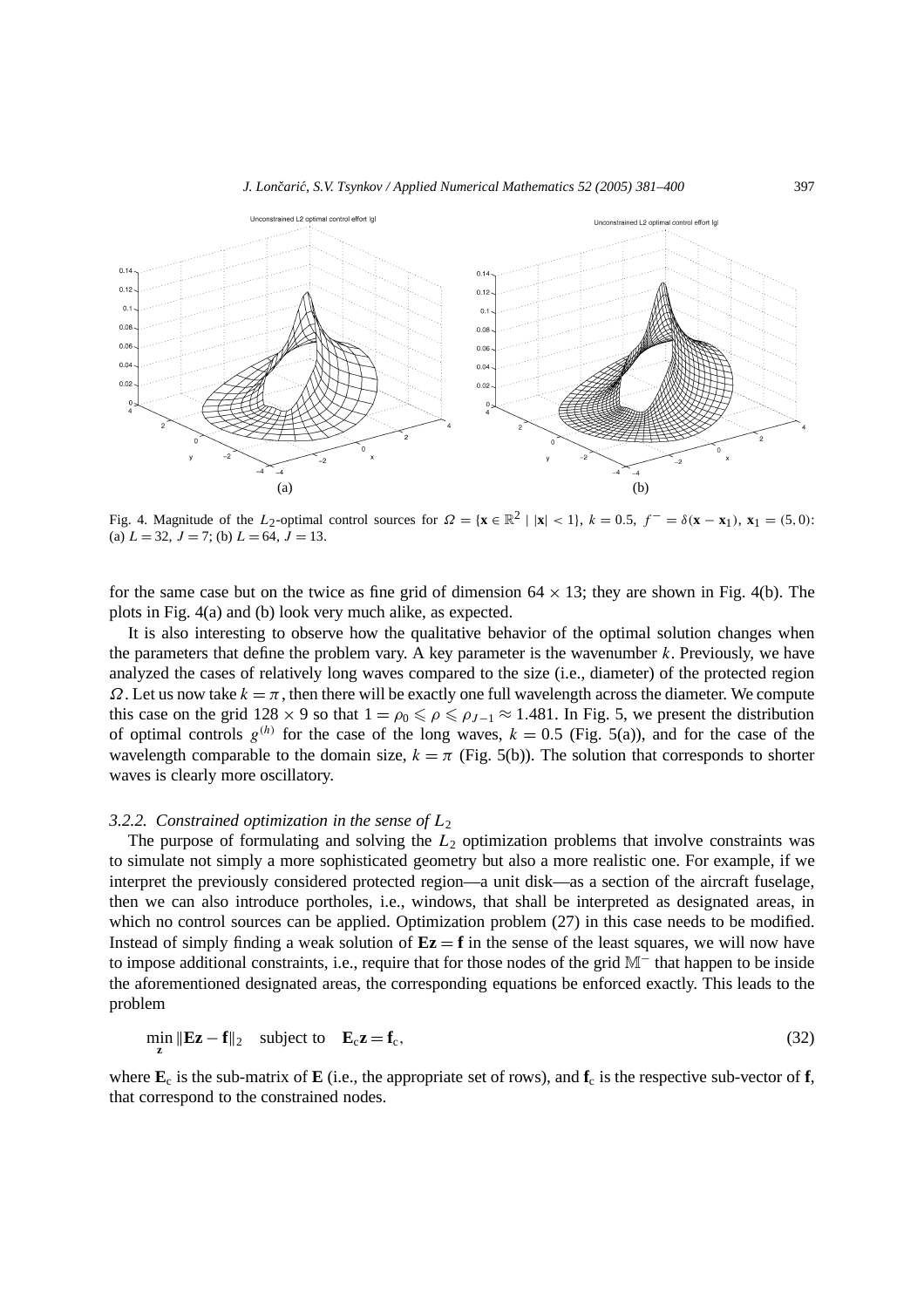Fig. 4. Magnitude of the $L_2$-optimal control sources for $\Omega = \{\mathbf{x} \in \mathbb{R}^2 \mid |\mathbf{x}| < 1\}$, $k = 0.5$, $f^- = \delta(\mathbf{x} - \mathbf{x}_1)$, $\mathbf{x}_1 = (5, 0)$: (a) $L = 32$, $J = 7$; (b) $L = 64$, $J = 13$.

for the same case but on the twice as fine grid of dimension $64 \times 13$; they are shown in Fig. 4(b). The plots in Fig. 4(a) and (b) look very much alike, as expected.

It is also interesting to observe how the qualitative behavior of the optimal solution changes when the parameters that define the problem vary. A key parameter is the wavenumber $k$. Previously, we have analyzed the cases of relatively long waves compared to the size (i.e., diameter) of the protected region $\Omega$. Let us now take $k = \pi$, then there will be exactly one full wavelength across the diameter. We compute this case on the grid $128 \times 9$ so that $1 = \rho_0 \leqslant \rho \leqslant \rho_{J-1} \approx 1.481$. In Fig. 5, we present the distribution of optimal controls $g^{(h)}$ for the case of the long waves, $k = 0.5$ (Fig. 5(a)), and for the case of the wavelength comparable to the domain size, $k = \pi$ (Fig. 5(b)). The solution that corresponds to shorter waves is clearly more oscillatory.

#### 3.2.2. Constrained optimization in the sense of $L_2$

The purpose of formulating and solving the $L_2$ optimization problems that involve constraints was to simulate not simply a more sophisticated geometry but also a more realistic one. For example, if we interpret the previously considered protected region—a unit disk—as a section of the aircraft fuselage, then we can also introduce portholes, i.e., windows, that shall be interpreted as designated areas, in which no control sources can be applied. Optimization problem (27) in this case needs to be modified. Instead of simply finding a weak solution of $\mathbf{Ez} = \mathbf{f}$ in the sense of the least squares, we will now have to impose additional constraints, i.e., require that for those nodes of the grid $\mathbb{M}^-$ that happen to be inside the aforementioned designated areas, the corresponding equations be enforced exactly. This leads to the problem

$$\min_{\mathbf{z}} \|\mathbf{Ez} - \mathbf{f}\|_2 \quad \text{subject to} \quad \mathbf{E}_c\mathbf{z} = \mathbf{f}_c, \tag{32}$$

where $\mathbf{E}_c$ is the sub-matrix of $\mathbf{E}$ (i.e., the appropriate set of rows), and $\mathbf{f}_c$ is the respective sub-vector of $\mathbf{f}$, that correspond to the constrained nodes.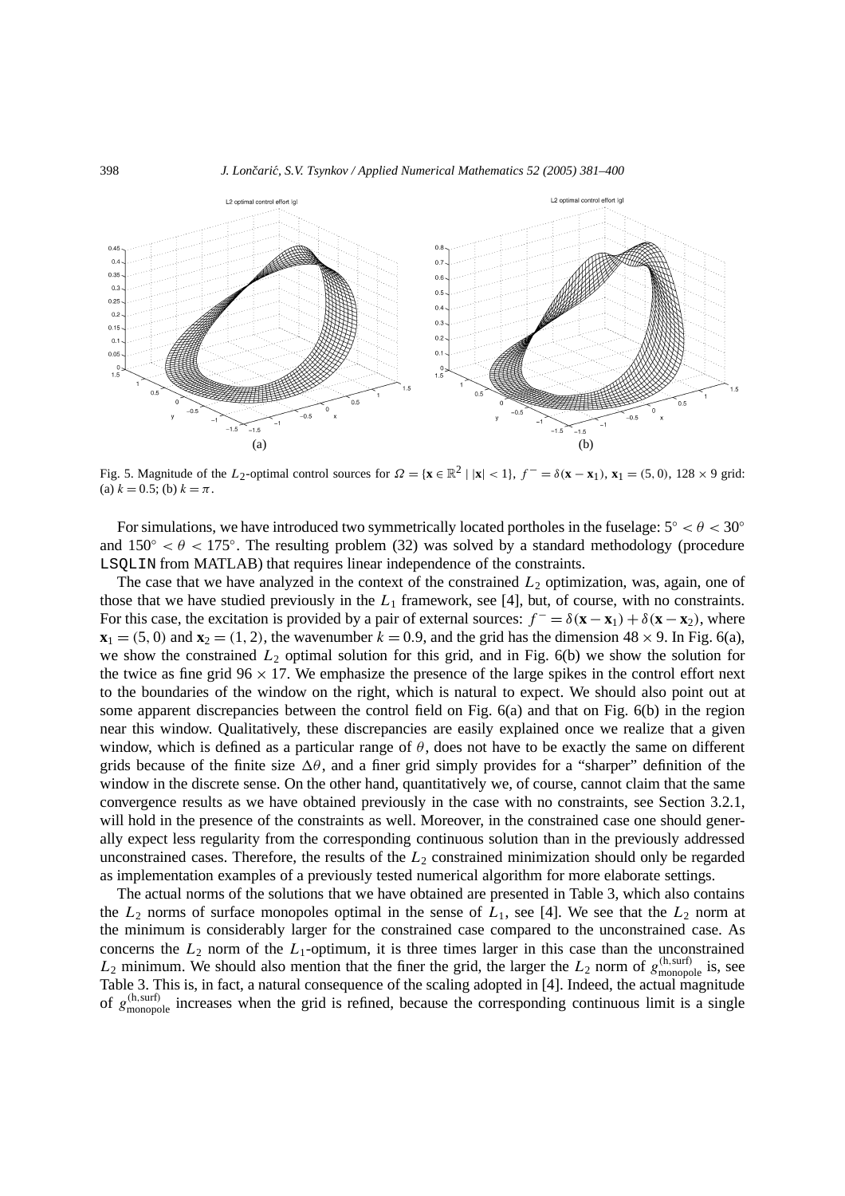Fig. 5. Magnitude of the $L_2$-optimal control sources for $\Omega = \{\mathbf{x} \in \mathbb{R}^2 \mid |\mathbf{x}| < 1\}$, $f^- = \delta(\mathbf{x} - \mathbf{x}_1)$, $\mathbf{x}_1 = (5, 0)$, $128 \times 9$ grid: (a) $k = 0.5$; (b) $k = \pi$.

For simulations, we have introduced two symmetrically located portholes in the fuselage: $5^\circ < \theta < 30^\circ$ and $150^\circ < \theta < 175^\circ$. The resulting problem (32) was solved by a standard methodology (procedure `LSQLIN` from MATLAB) that requires linear independence of the constraints.

The case that we have analyzed in the context of the constrained $L_2$ optimization, was, again, one of those that we have studied previously in the $L_1$ framework, see [4], but, of course, with no constraints. For this case, the excitation is provided by a pair of external sources: $f^- = \delta(\mathbf{x} - \mathbf{x}_1) + \delta(\mathbf{x} - \mathbf{x}_2)$, where $\mathbf{x}_1 = (5, 0)$ and $\mathbf{x}_2 = (1, 2)$, the wavenumber $k = 0.9$, and the grid has the dimension $48 \times 9$. In Fig. 6(a), we show the constrained $L_2$ optimal solution for this grid, and in Fig. 6(b) we show the solution for the twice as fine grid $96 \times 17$. We emphasize the presence of the large spikes in the control effort next to the boundaries of the window on the right, which is natural to expect. We should also point out at some apparent discrepancies between the control field on Fig. 6(a) and that on Fig. 6(b) in the region near this window. Qualitatively, these discrepancies are easily explained once we realize that a given window, which is defined as a particular range of $\theta$, does not have to be exactly the same on different grids because of the finite size $\Delta\theta$, and a finer grid simply provides for a "sharper" definition of the window in the discrete sense. On the other hand, quantitatively we, of course, cannot claim that the same convergence results as we have obtained previously in the case with no constraints, see Section 3.2.1, will hold in the presence of the constraints as well. Moreover, in the constrained case one should generally expect less regularity from the corresponding continuous solution than in the previously addressed unconstrained cases. Therefore, the results of the $L_2$ constrained minimization should only be regarded as implementation examples of a previously tested numerical algorithm for more elaborate settings.

The actual norms of the solutions that we have obtained are presented in Table 3, which also contains the $L_2$ norms of surface monopoles optimal in the sense of $L_1$, see [4]. We see that the $L_2$ norm at the minimum is considerably larger for the constrained case compared to the unconstrained case. As concerns the $L_2$ norm of the $L_1$-optimum, it is three times larger in this case than the unconstrained $L_2$ minimum. We should also mention that the finer the grid, the larger the $L_2$ norm of $g^{(\mathrm{h,surf})}_{\mathrm{monopole}}$ is, see Table 3. This is, in fact, a natural consequence of the scaling adopted in [4]. Indeed, the actual magnitude of $g^{(\mathrm{h,surf})}_{\mathrm{monopole}}$ increases when the grid is refined, because the corresponding continuous limit is a single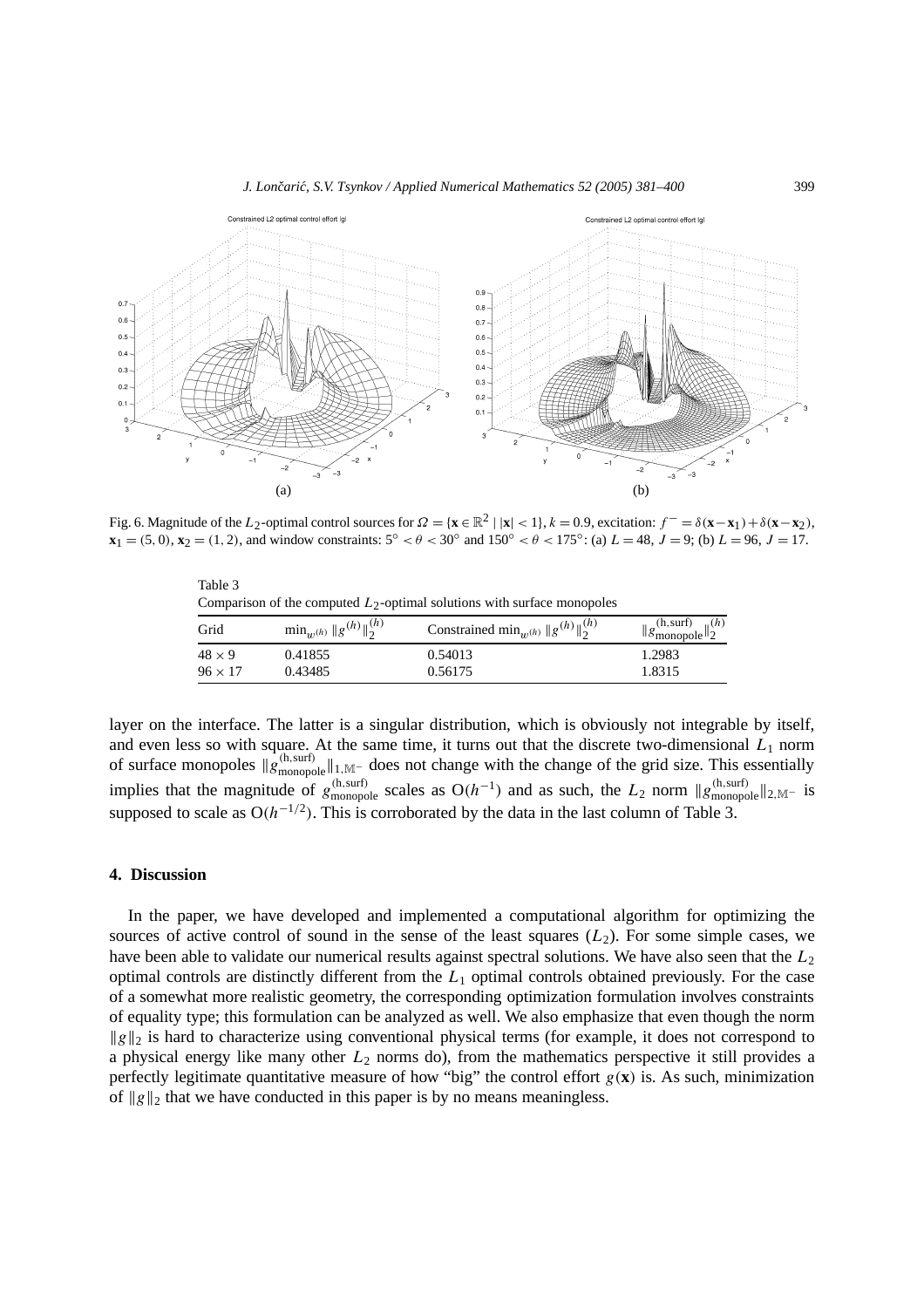Fig. 6. Magnitude of the $L_2$-optimal control sources for $\Omega = \{\mathbf{x} \in \mathbb{R}^2 \mid |\mathbf{x}| < 1\}$, $k = 0.9$, excitation: $f^- = \delta(\mathbf{x} - \mathbf{x}_1) + \delta(\mathbf{x} - \mathbf{x}_2)$, $\mathbf{x}_1 = (5, 0)$, $\mathbf{x}_2 = (1, 2)$, and window constraints: $5^\circ < \theta < 30^\circ$ and $150^\circ < \theta < 175^\circ$: (a) $L = 48$, $J = 9$; (b) $L = 96$, $J = 17$.

Table 3
Comparison of the computed $L_2$-optimal solutions with surface monopoles

| Grid | $\min_{w^{(h)}} \lVert g^{(h)} \rVert_2^{(h)}$ | Constrained $\min_{w^{(h)}} \lVert g^{(h)} \rVert_2^{(h)}$ | $\lVert g_{\text{monopole}}^{(\text{h,surf})} \rVert_2^{(h)}$ |
|---|---|---|---|
| $48 \times 9$ | 0.41855 | 0.54013 | 1.2983 |
| $96 \times 17$ | 0.43485 | 0.56175 | 1.8315 |

layer on the interface. The latter is a singular distribution, which is obviously not integrable by itself, and even less so with square. At the same time, it turns out that the discrete two-dimensional $L_1$ norm of surface monopoles $\lVert g_{\text{monopole}}^{(\text{h,surf})} \rVert_{1,\mathbb{M}^-}$ does not change with the change of the grid size. This essentially implies that the magnitude of $g_{\text{monopole}}^{(\text{h,surf})}$ scales as $\mathrm{O}(h^{-1})$ and as such, the $L_2$ norm $\lVert g_{\text{monopole}}^{(\text{h,surf})} \rVert_{2,\mathbb{M}^-}$ is supposed to scale as $\mathrm{O}(h^{-1/2})$. This is corroborated by the data in the last column of Table 3.

## 4. Discussion

In the paper, we have developed and implemented a computational algorithm for optimizing the sources of active control of sound in the sense of the least squares ($L_2$). For some simple cases, we have been able to validate our numerical results against spectral solutions. We have also seen that the $L_2$ optimal controls are distinctly different from the $L_1$ optimal controls obtained previously. For the case of a somewhat more realistic geometry, the corresponding optimization formulation involves constraints of equality type; this formulation can be analyzed as well. We also emphasize that even though the norm $\lVert g \rVert_2$ is hard to characterize using conventional physical terms (for example, it does not correspond to a physical energy like many other $L_2$ norms do), from the mathematics perspective it still provides a perfectly legitimate quantitative measure of how "big" the control effort $g(\mathbf{x})$ is. As such, minimization of $\lVert g \rVert_2$ that we have conducted in this paper is by no means meaningless.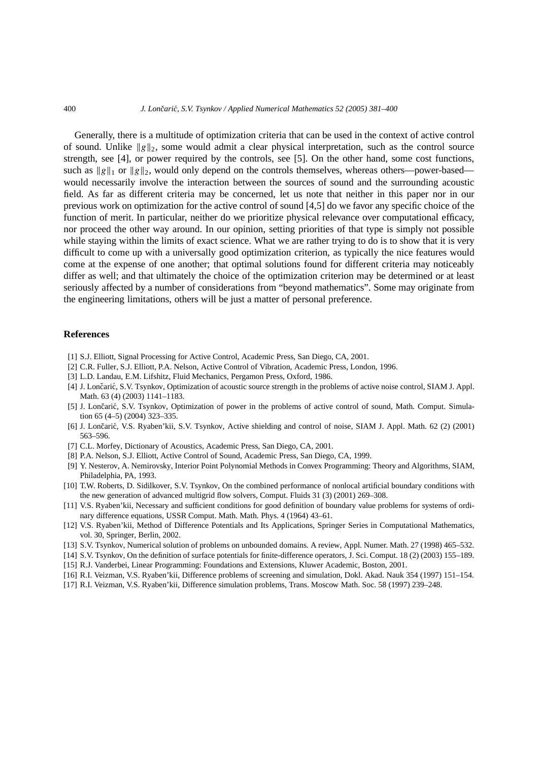Generally, there is a multitude of optimization criteria that can be used in the context of active control of sound. Unlike $\|g\|_2$, some would admit a clear physical interpretation, such as the control source strength, see [4], or power required by the controls, see [5]. On the other hand, some cost functions, such as $\|g\|_1$ or $\|g\|_2$, would only depend on the controls themselves, whereas others—power-based—would necessarily involve the interaction between the sources of sound and the surrounding acoustic field. As far as different criteria may be concerned, let us note that neither in this paper nor in our previous work on optimization for the active control of sound [4,5] do we favor any specific choice of the function of merit. In particular, neither do we prioritize physical relevance over computational efficacy, nor proceed the other way around. In our opinion, setting priorities of that type is simply not possible while staying within the limits of exact science. What we are rather trying to do is to show that it is very difficult to come up with a universally good optimization criterion, as typically the nice features would come at the expense of one another; that optimal solutions found for different criteria may noticeably differ as well; and that ultimately the choice of the optimization criterion may be determined or at least seriously affected by a number of considerations from "beyond mathematics". Some may originate from the engineering limitations, others will be just a matter of personal preference.

## References

[1] S.J. Elliott, Signal Processing for Active Control, Academic Press, San Diego, CA, 2001.

[2] C.R. Fuller, S.J. Elliott, P.A. Nelson, Active Control of Vibration, Academic Press, London, 1996.

[3] L.D. Landau, E.M. Lifshitz, Fluid Mechanics, Pergamon Press, Oxford, 1986.

[4] J. Lončarić, S.V. Tsynkov, Optimization of acoustic source strength in the problems of active noise control, SIAM J. Appl. Math. 63 (4) (2003) 1141–1183.

[5] J. Lončarić, S.V. Tsynkov, Optimization of power in the problems of active control of sound, Math. Comput. Simulation 65 (4–5) (2004) 323–335.

[6] J. Lončarić, V.S. Ryaben'kii, S.V. Tsynkov, Active shielding and control of noise, SIAM J. Appl. Math. 62 (2) (2001) 563–596.

[7] C.L. Morfey, Dictionary of Acoustics, Academic Press, San Diego, CA, 2001.

[8] P.A. Nelson, S.J. Elliott, Active Control of Sound, Academic Press, San Diego, CA, 1999.

[9] Y. Nesterov, A. Nemirovsky, Interior Point Polynomial Methods in Convex Programming: Theory and Algorithms, SIAM, Philadelphia, PA, 1993.

[10] T.W. Roberts, D. Sidilkover, S.V. Tsynkov, On the combined performance of nonlocal artificial boundary conditions with the new generation of advanced multigrid flow solvers, Comput. Fluids 31 (3) (2001) 269–308.

[11] V.S. Ryaben'kii, Necessary and sufficient conditions for good definition of boundary value problems for systems of ordinary difference equations, USSR Comput. Math. Math. Phys. 4 (1964) 43–61.

[12] V.S. Ryaben'kii, Method of Difference Potentials and Its Applications, Springer Series in Computational Mathematics, vol. 30, Springer, Berlin, 2002.

[13] S.V. Tsynkov, Numerical solution of problems on unbounded domains. A review, Appl. Numer. Math. 27 (1998) 465–532.

[14] S.V. Tsynkov, On the definition of surface potentials for finite-difference operators, J. Sci. Comput. 18 (2) (2003) 155–189.

[15] R.J. Vanderbei, Linear Programming: Foundations and Extensions, Kluwer Academic, Boston, 2001.

[16] R.I. Veizman, V.S. Ryaben'kii, Difference problems of screening and simulation, Dokl. Akad. Nauk 354 (1997) 151–154.

[17] R.I. Veizman, V.S. Ryaben'kii, Difference simulation problems, Trans. Moscow Math. Soc. 58 (1997) 239–248.